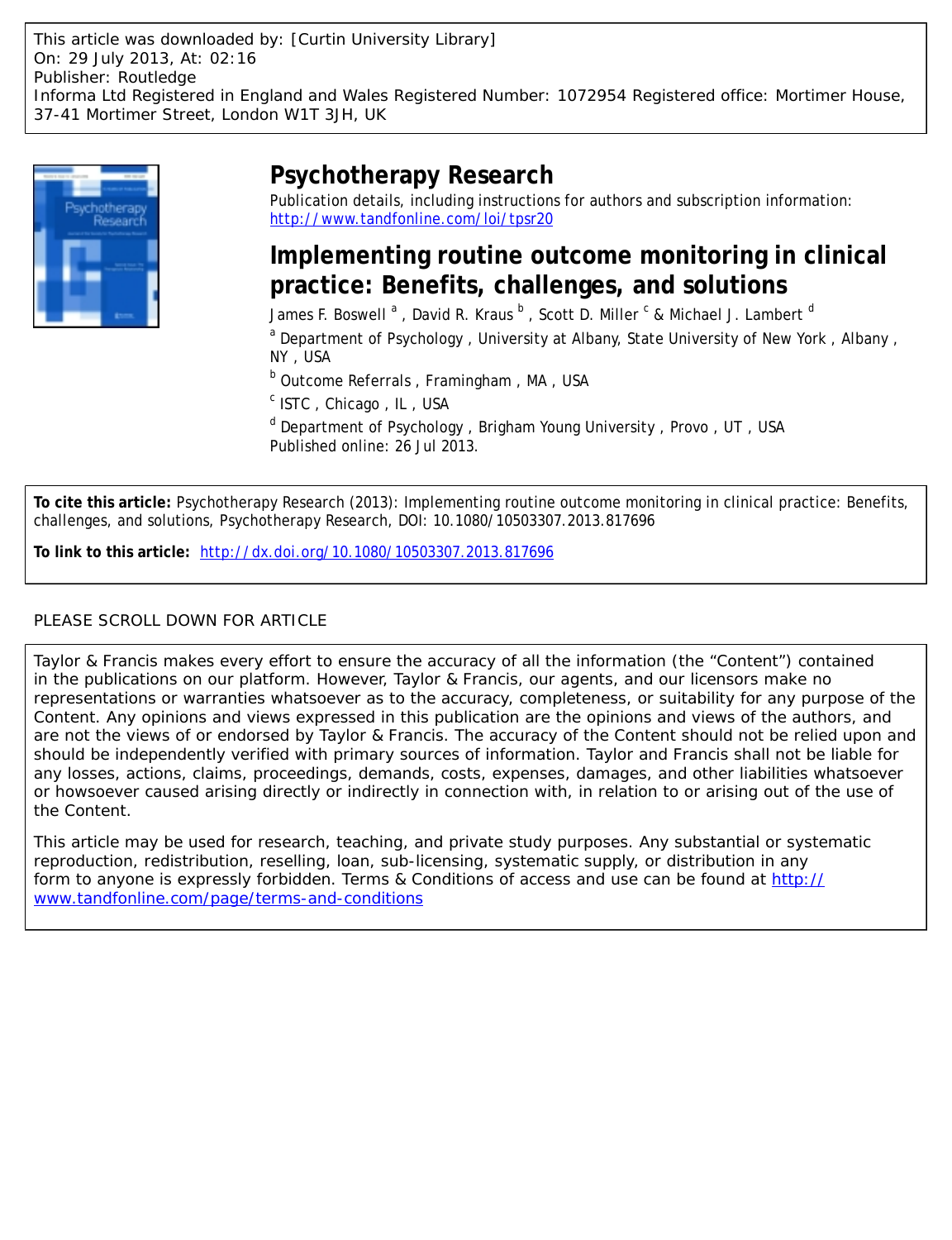This article was downloaded by: [Curtin University Library]
On: 29 July 2013, At: 02:16
Publisher: Routledge
Informa Ltd Registered in England and Wales Registered Number: 1072954 Registered office: Mortimer House, 37-41 Mortimer Street, London W1T 3JH, UK

# Psychotherapy Research

Publication details, including instructions for authors and subscription information:
http://www.tandfonline.com/loi/tpsr20

# Implementing routine outcome monitoring in clinical practice: Benefits, challenges, and solutions

James F. Boswell [a] , David R. Kraus [b] , Scott D. Miller [c] & Michael J. Lambert [d]

[a] Department of Psychology , University at Albany, State University of New York , Albany , NY , USA

[b] Outcome Referrals , Framingham , MA , USA

[c] ISTC , Chicago , IL , USA

[d] Department of Psychology , Brigham Young University , Provo , UT , USA

Published online: 26 Jul 2013.

**To cite this article:** Psychotherapy Research (2013): Implementing routine outcome monitoring in clinical practice: Benefits, challenges, and solutions, Psychotherapy Research, DOI: 10.1080/10503307.2013.817696

**To link to this article:** http://dx.doi.org/10.1080/10503307.2013.817696

PLEASE SCROLL DOWN FOR ARTICLE

Taylor & Francis makes every effort to ensure the accuracy of all the information (the "Content") contained in the publications on our platform. However, Taylor & Francis, our agents, and our licensors make no representations or warranties whatsoever as to the accuracy, completeness, or suitability for any purpose of the Content. Any opinions and views expressed in this publication are the opinions and views of the authors, and are not the views of or endorsed by Taylor & Francis. The accuracy of the Content should not be relied upon and should be independently verified with primary sources of information. Taylor and Francis shall not be liable for any losses, actions, claims, proceedings, demands, costs, expenses, damages, and other liabilities whatsoever or howsoever caused arising directly or indirectly in connection with, in relation to or arising out of the use of the Content.

This article may be used for research, teaching, and private study purposes. Any substantial or systematic reproduction, redistribution, reselling, loan, sub-licensing, systematic supply, or distribution in any form to anyone is expressly forbidden. Terms & Conditions of access and use can be found at http://www.tandfonline.com/page/terms-and-conditions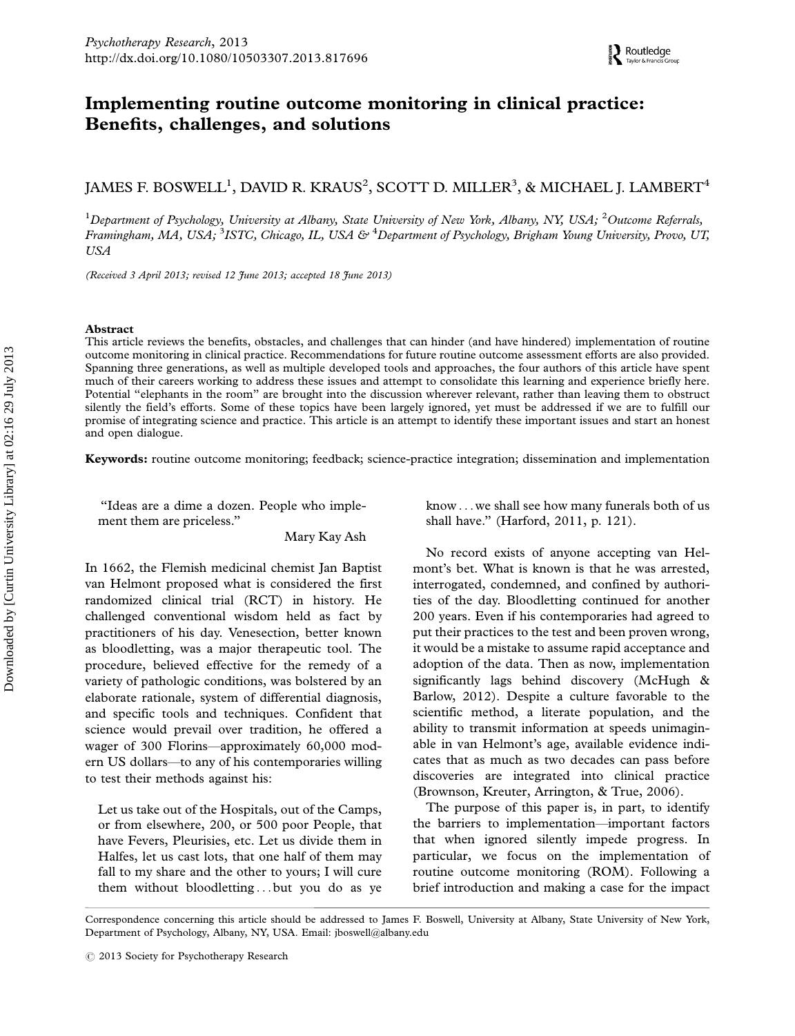# Implementing routine outcome monitoring in clinical practice: Benefits, challenges, and solutions

JAMES F. BOSWELL[1], DAVID R. KRAUS[2], SCOTT D. MILLER[3], & MICHAEL J. LAMBERT[4]

[1]*Department of Psychology, University at Albany, State University of New York, Albany, NY, USA;* [2]*Outcome Referrals, Framingham, MA, USA;* [3]*ISTC, Chicago, IL, USA &* [4]*Department of Psychology, Brigham Young University, Provo, UT, USA*

*(Received 3 April 2013; revised 12 June 2013; accepted 18 June 2013)*

**Abstract**

This article reviews the benefits, obstacles, and challenges that can hinder (and have hindered) implementation of routine outcome monitoring in clinical practice. Recommendations for future routine outcome assessment efforts are also provided. Spanning three generations, as well as multiple developed tools and approaches, the four authors of this article have spent much of their careers working to address these issues and attempt to consolidate this learning and experience briefly here. Potential "elephants in the room" are brought into the discussion wherever relevant, rather than leaving them to obstruct silently the field's efforts. Some of these topics have been largely ignored, yet must be addressed if we are to fulfill our promise of integrating science and practice. This article is an attempt to identify these important issues and start an honest and open dialogue.

**Keywords:** routine outcome monitoring; feedback; science-practice integration; dissemination and implementation

> "Ideas are a dime a dozen. People who implement them are priceless."
>
> Mary Kay Ash

In 1662, the Flemish medicinal chemist Jan Baptist van Helmont proposed what is considered the first randomized clinical trial (RCT) in history. He challenged conventional wisdom held as fact by practitioners of his day. Venesection, better known as bloodletting, was a major therapeutic tool. The procedure, believed effective for the remedy of a variety of pathologic conditions, was bolstered by an elaborate rationale, system of differential diagnosis, and specific tools and techniques. Confident that science would prevail over tradition, he offered a wager of 300 Florins—approximately 60,000 modern US dollars—to any of his contemporaries willing to test their methods against his:

> Let us take out of the Hospitals, out of the Camps, or from elsewhere, 200, or 500 poor People, that have Fevers, Pleurisies, etc. Let us divide them in Halfes, let us cast lots, that one half of them may fall to my share and the other to yours; I will cure them without bloodletting ... but you do as ye know ... we shall see how many funerals both of us shall have." (Harford, 2011, p. 121).

No record exists of anyone accepting van Helmont's bet. What is known is that he was arrested, interrogated, condemned, and confined by authorities of the day. Bloodletting continued for another 200 years. Even if his contemporaries had agreed to put their practices to the test and been proven wrong, it would be a mistake to assume rapid acceptance and adoption of the data. Then as now, implementation significantly lags behind discovery (McHugh & Barlow, 2012). Despite a culture favorable to the scientific method, a literate population, and the ability to transmit information at speeds unimaginable in van Helmont's age, available evidence indicates that as much as two decades can pass before discoveries are integrated into clinical practice (Brownson, Kreuter, Arrington, & True, 2006).

The purpose of this paper is, in part, to identify the barriers to implementation—important factors that when ignored silently impede progress. In particular, we focus on the implementation of routine outcome monitoring (ROM). Following a brief introduction and making a case for the impact

Correspondence concerning this article should be addressed to James F. Boswell, University at Albany, State University of New York, Department of Psychology, Albany, NY, USA. Email: jboswell@albany.edu

© 2013 Society for Psychotherapy Research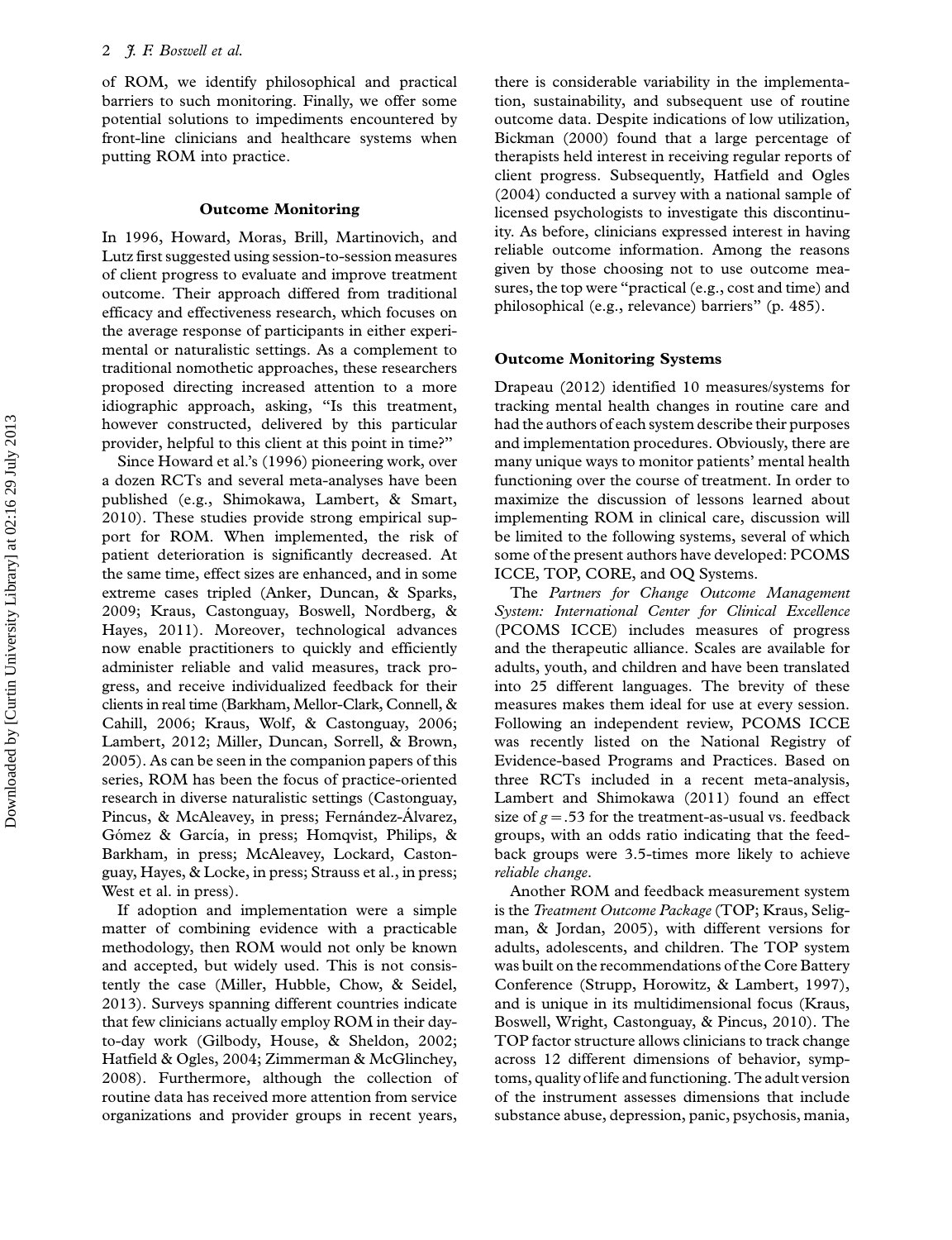of ROM, we identify philosophical and practical barriers to such monitoring. Finally, we offer some potential solutions to impediments encountered by front-line clinicians and healthcare systems when putting ROM into practice.

## Outcome Monitoring

In 1996, Howard, Moras, Brill, Martinovich, and Lutz first suggested using session-to-session measures of client progress to evaluate and improve treatment outcome. Their approach differed from traditional efficacy and effectiveness research, which focuses on the average response of participants in either experimental or naturalistic settings. As a complement to traditional nomothetic approaches, these researchers proposed directing increased attention to a more idiographic approach, asking, "Is this treatment, however constructed, delivered by this particular provider, helpful to this client at this point in time?"

Since Howard et al.'s (1996) pioneering work, over a dozen RCTs and several meta-analyses have been published (e.g., Shimokawa, Lambert, & Smart, 2010). These studies provide strong empirical support for ROM. When implemented, the risk of patient deterioration is significantly decreased. At the same time, effect sizes are enhanced, and in some extreme cases tripled (Anker, Duncan, & Sparks, 2009; Kraus, Castonguay, Boswell, Nordberg, & Hayes, 2011). Moreover, technological advances now enable practitioners to quickly and efficiently administer reliable and valid measures, track progress, and receive individualized feedback for their clients in real time (Barkham, Mellor-Clark, Connell, & Cahill, 2006; Kraus, Wolf, & Castonguay, 2006; Lambert, 2012; Miller, Duncan, Sorrell, & Brown, 2005). As can be seen in the companion papers of this series, ROM has been the focus of practice-oriented research in diverse naturalistic settings (Castonguay, Pincus, & McAleavey, in press; Fernández-Álvarez, Gómez & García, in press; Homqvist, Philips, & Barkham, in press; McAleavey, Lockard, Castonguay, Hayes, & Locke, in press; Strauss et al., in press; West et al. in press).

If adoption and implementation were a simple matter of combining evidence with a practicable methodology, then ROM would not only be known and accepted, but widely used. This is not consistently the case (Miller, Hubble, Chow, & Seidel, 2013). Surveys spanning different countries indicate that few clinicians actually employ ROM in their day-to-day work (Gilbody, House, & Sheldon, 2002; Hatfield & Ogles, 2004; Zimmerman & McGlinchey, 2008). Furthermore, although the collection of routine data has received more attention from service organizations and provider groups in recent years, there is considerable variability in the implementation, sustainability, and subsequent use of routine outcome data. Despite indications of low utilization, Bickman (2000) found that a large percentage of therapists held interest in receiving regular reports of client progress. Subsequently, Hatfield and Ogles (2004) conducted a survey with a national sample of licensed psychologists to investigate this discontinuity. As before, clinicians expressed interest in having reliable outcome information. Among the reasons given by those choosing not to use outcome measures, the top were "practical (e.g., cost and time) and philosophical (e.g., relevance) barriers" (p. 485).

### Outcome Monitoring Systems

Drapeau (2012) identified 10 measures/systems for tracking mental health changes in routine care and had the authors of each system describe their purposes and implementation procedures. Obviously, there are many unique ways to monitor patients' mental health functioning over the course of treatment. In order to maximize the discussion of lessons learned about implementing ROM in clinical care, discussion will be limited to the following systems, several of which some of the present authors have developed: PCOMS ICCE, TOP, CORE, and OQ Systems.

The *Partners for Change Outcome Management System: International Center for Clinical Excellence* (PCOMS ICCE) includes measures of progress and the therapeutic alliance. Scales are available for adults, youth, and children and have been translated into 25 different languages. The brevity of these measures makes them ideal for use at every session. Following an independent review, PCOMS ICCE was recently listed on the National Registry of Evidence-based Programs and Practices. Based on three RCTs included in a recent meta-analysis, Lambert and Shimokawa (2011) found an effect size of $g = .53$ for the treatment-as-usual vs. feedback groups, with an odds ratio indicating that the feedback groups were 3.5-times more likely to achieve *reliable change*.

Another ROM and feedback measurement system is the *Treatment Outcome Package* (TOP; Kraus, Seligman, & Jordan, 2005), with different versions for adults, adolescents, and children. The TOP system was built on the recommendations of the Core Battery Conference (Strupp, Horowitz, & Lambert, 1997), and is unique in its multidimensional focus (Kraus, Boswell, Wright, Castonguay, & Pincus, 2010). The TOP factor structure allows clinicians to track change across 12 different dimensions of behavior, symptoms, quality of life and functioning. The adult version of the instrument assesses dimensions that include substance abuse, depression, panic, psychosis, mania,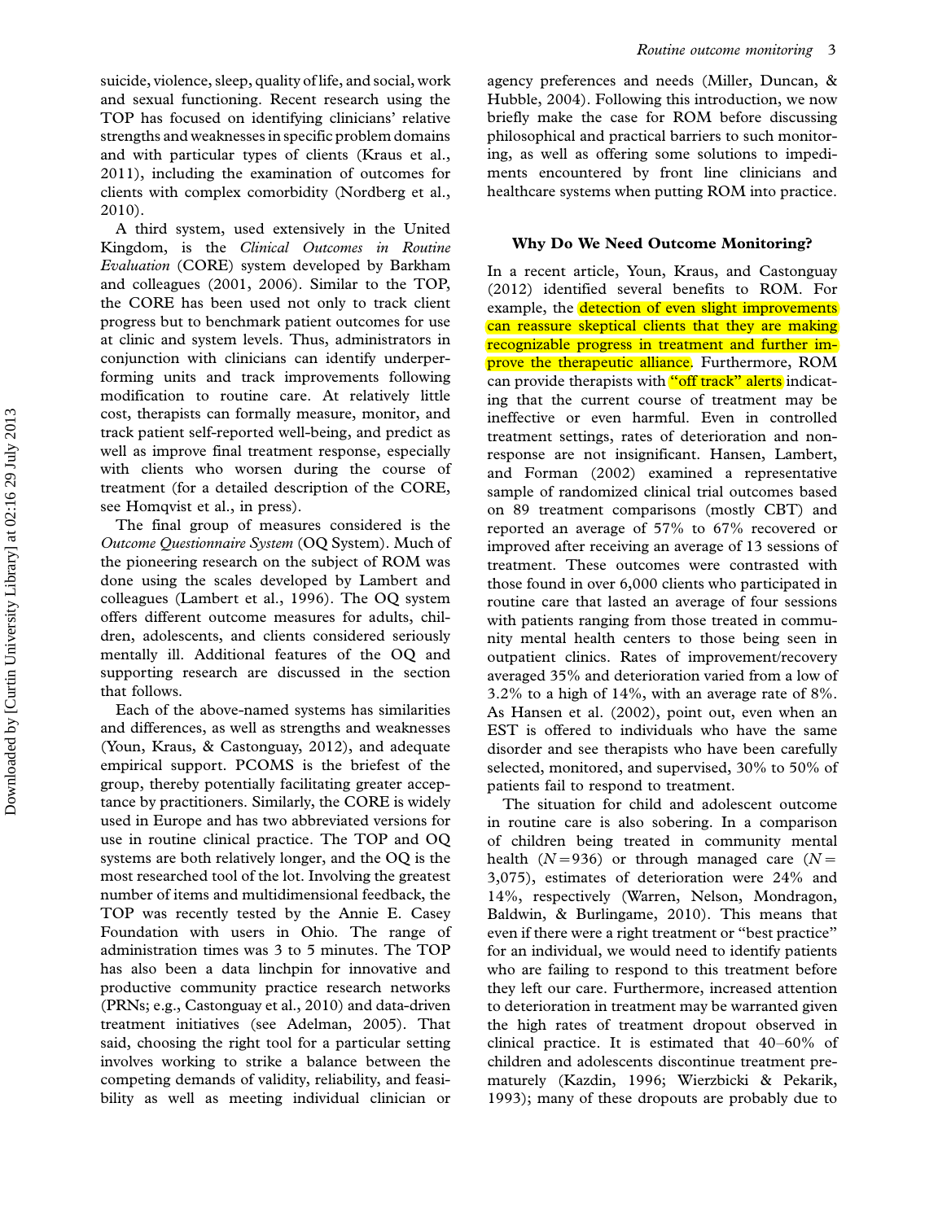suicide, violence, sleep, quality of life, and social, work and sexual functioning. Recent research using the TOP has focused on identifying clinicians' relative strengths and weaknesses in specific problem domains and with particular types of clients (Kraus et al., 2011), including the examination of outcomes for clients with complex comorbidity (Nordberg et al., 2010).

A third system, used extensively in the United Kingdom, is the *Clinical Outcomes in Routine Evaluation* (CORE) system developed by Barkham and colleagues (2001, 2006). Similar to the TOP, the CORE has been used not only to track client progress but to benchmark patient outcomes for use at clinic and system levels. Thus, administrators in conjunction with clinicians can identify underperforming units and track improvements following modification to routine care. At relatively little cost, therapists can formally measure, monitor, and track patient self-reported well-being, and predict as well as improve final treatment response, especially with clients who worsen during the course of treatment (for a detailed description of the CORE, see Homqvist et al., in press).

The final group of measures considered is the *Outcome Questionnaire System* (OQ System). Much of the pioneering research on the subject of ROM was done using the scales developed by Lambert and colleagues (Lambert et al., 1996). The OQ system offers different outcome measures for adults, children, adolescents, and clients considered seriously mentally ill. Additional features of the OQ and supporting research are discussed in the section that follows.

Each of the above-named systems has similarities and differences, as well as strengths and weaknesses (Youn, Kraus, & Castonguay, 2012), and adequate empirical support. PCOMS is the briefest of the group, thereby potentially facilitating greater acceptance by practitioners. Similarly, the CORE is widely used in Europe and has two abbreviated versions for use in routine clinical practice. The TOP and OQ systems are both relatively longer, and the OQ is the most researched tool of the lot. Involving the greatest number of items and multidimensional feedback, the TOP was recently tested by the Annie E. Casey Foundation with users in Ohio. The range of administration times was 3 to 5 minutes. The TOP has also been a data linchpin for innovative and productive community practice research networks (PRNs; e.g., Castonguay et al., 2010) and data-driven treatment initiatives (see Adelman, 2005). That said, choosing the right tool for a particular setting involves working to strike a balance between the competing demands of validity, reliability, and feasibility as well as meeting individual clinician or agency preferences and needs (Miller, Duncan, & Hubble, 2004). Following this introduction, we now briefly make the case for ROM before discussing philosophical and practical barriers to such monitoring, as well as offering some solutions to impediments encountered by front line clinicians and healthcare systems when putting ROM into practice.

## Why Do We Need Outcome Monitoring?

In a recent article, Youn, Kraus, and Castonguay (2012) identified several benefits to ROM. For example, the detection of even slight improvements can reassure skeptical clients that they are making recognizable progress in treatment and further improve the therapeutic alliance. Furthermore, ROM can provide therapists with "off track" alerts indicating that the current course of treatment may be ineffective or even harmful. Even in controlled treatment settings, rates of deterioration and nonresponse are not insignificant. Hansen, Lambert, and Forman (2002) examined a representative sample of randomized clinical trial outcomes based on 89 treatment comparisons (mostly CBT) and reported an average of 57% to 67% recovered or improved after receiving an average of 13 sessions of treatment. These outcomes were contrasted with those found in over 6,000 clients who participated in routine care that lasted an average of four sessions with patients ranging from those treated in community mental health centers to those being seen in outpatient clinics. Rates of improvement/recovery averaged 35% and deterioration varied from a low of 3.2% to a high of 14%, with an average rate of 8%. As Hansen et al. (2002), point out, even when an EST is offered to individuals who have the same disorder and see therapists who have been carefully selected, monitored, and supervised, 30% to 50% of patients fail to respond to treatment.

The situation for child and adolescent outcome in routine care is also sobering. In a comparison of children being treated in community mental health ($N = 936$) or through managed care ($N = 3{,}075$), estimates of deterioration were 24% and 14%, respectively (Warren, Nelson, Mondragon, Baldwin, & Burlingame, 2010). This means that even if there were a right treatment or "best practice" for an individual, we would need to identify patients who are failing to respond to this treatment before they left our care. Furthermore, increased attention to deterioration in treatment may be warranted given the high rates of treatment dropout observed in clinical practice. It is estimated that 40–60% of children and adolescents discontinue treatment prematurely (Kazdin, 1996; Wierzbicki & Pekarik, 1993); many of these dropouts are probably due to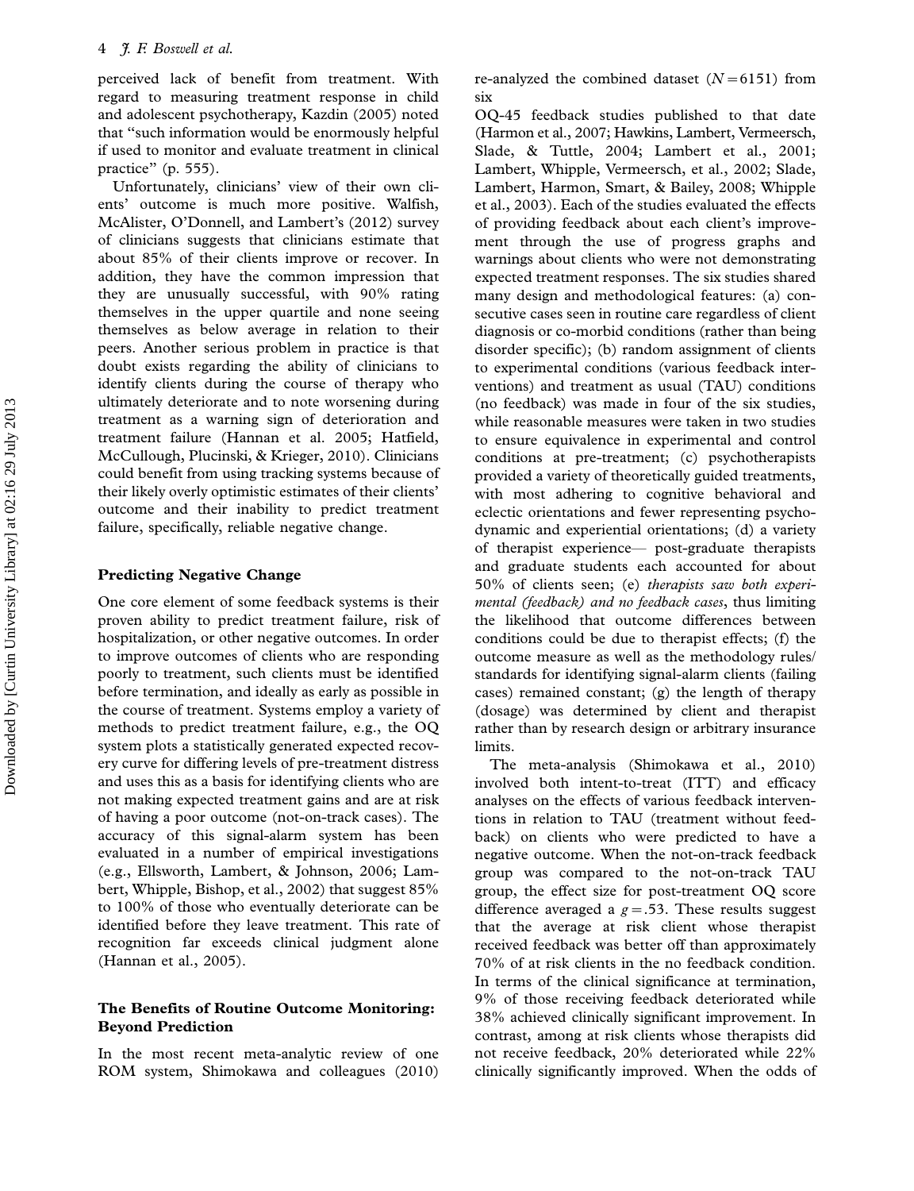perceived lack of benefit from treatment. With regard to measuring treatment response in child and adolescent psychotherapy, Kazdin (2005) noted that "such information would be enormously helpful if used to monitor and evaluate treatment in clinical practice" (p. 555).

Unfortunately, clinicians' view of their own clients' outcome is much more positive. Walfish, McAlister, O'Donnell, and Lambert's (2012) survey of clinicians suggests that clinicians estimate that about 85% of their clients improve or recover. In addition, they have the common impression that they are unusually successful, with 90% rating themselves in the upper quartile and none seeing themselves as below average in relation to their peers. Another serious problem in practice is that doubt exists regarding the ability of clinicians to identify clients during the course of therapy who ultimately deteriorate and to note worsening during treatment as a warning sign of deterioration and treatment failure (Hannan et al. 2005; Hatfield, McCullough, Plucinski, & Krieger, 2010). Clinicians could benefit from using tracking systems because of their likely overly optimistic estimates of their clients' outcome and their inability to predict treatment failure, specifically, reliable negative change.

## Predicting Negative Change

One core element of some feedback systems is their proven ability to predict treatment failure, risk of hospitalization, or other negative outcomes. In order to improve outcomes of clients who are responding poorly to treatment, such clients must be identified before termination, and ideally as early as possible in the course of treatment. Systems employ a variety of methods to predict treatment failure, e.g., the OQ system plots a statistically generated expected recovery curve for differing levels of pre-treatment distress and uses this as a basis for identifying clients who are not making expected treatment gains and are at risk of having a poor outcome (not-on-track cases). The accuracy of this signal-alarm system has been evaluated in a number of empirical investigations (e.g., Ellsworth, Lambert, & Johnson, 2006; Lambert, Whipple, Bishop, et al., 2002) that suggest 85% to 100% of those who eventually deteriorate can be identified before they leave treatment. This rate of recognition far exceeds clinical judgment alone (Hannan et al., 2005).

## The Benefits of Routine Outcome Monitoring: Beyond Prediction

In the most recent meta-analytic review of one ROM system, Shimokawa and colleagues (2010) re-analyzed the combined dataset ($N = 6151$) from six OQ-45 feedback studies published to that date (Harmon et al., 2007; Hawkins, Lambert, Vermeersch, Slade, & Tuttle, 2004; Lambert et al., 2001; Lambert, Whipple, Vermeersch, et al., 2002; Slade, Lambert, Harmon, Smart, & Bailey, 2008; Whipple et al., 2003). Each of the studies evaluated the effects of providing feedback about each client's improvement through the use of progress graphs and warnings about clients who were not demonstrating expected treatment responses. The six studies shared many design and methodological features: (a) consecutive cases seen in routine care regardless of client diagnosis or co-morbid conditions (rather than being disorder specific); (b) random assignment of clients to experimental conditions (various feedback interventions) and treatment as usual (TAU) conditions (no feedback) was made in four of the six studies, while reasonable measures were taken in two studies to ensure equivalence in experimental and control conditions at pre-treatment; (c) psychotherapists provided a variety of theoretically guided treatments, with most adhering to cognitive behavioral and eclectic orientations and fewer representing psychodynamic and experiential orientations; (d) a variety of therapist experience— post-graduate therapists and graduate students each accounted for about 50% of clients seen; (e) *therapists saw both experimental (feedback) and no feedback cases*, thus limiting the likelihood that outcome differences between conditions could be due to therapist effects; (f) the outcome measure as well as the methodology rules/standards for identifying signal-alarm clients (failing cases) remained constant; (g) the length of therapy (dosage) was determined by client and therapist rather than by research design or arbitrary insurance limits.

The meta-analysis (Shimokawa et al., 2010) involved both intent-to-treat (ITT) and efficacy analyses on the effects of various feedback interventions in relation to TAU (treatment without feedback) on clients who were predicted to have a negative outcome. When the not-on-track feedback group was compared to the not-on-track TAU group, the effect size for post-treatment OQ score difference averaged a $g = .53$. These results suggest that the average at risk client whose therapist received feedback was better off than approximately 70% of at risk clients in the no feedback condition. In terms of the clinical significance at termination, 9% of those receiving feedback deteriorated while 38% achieved clinically significant improvement. In contrast, among at risk clients whose therapists did not receive feedback, 20% deteriorated while 22% clinically significantly improved. When the odds of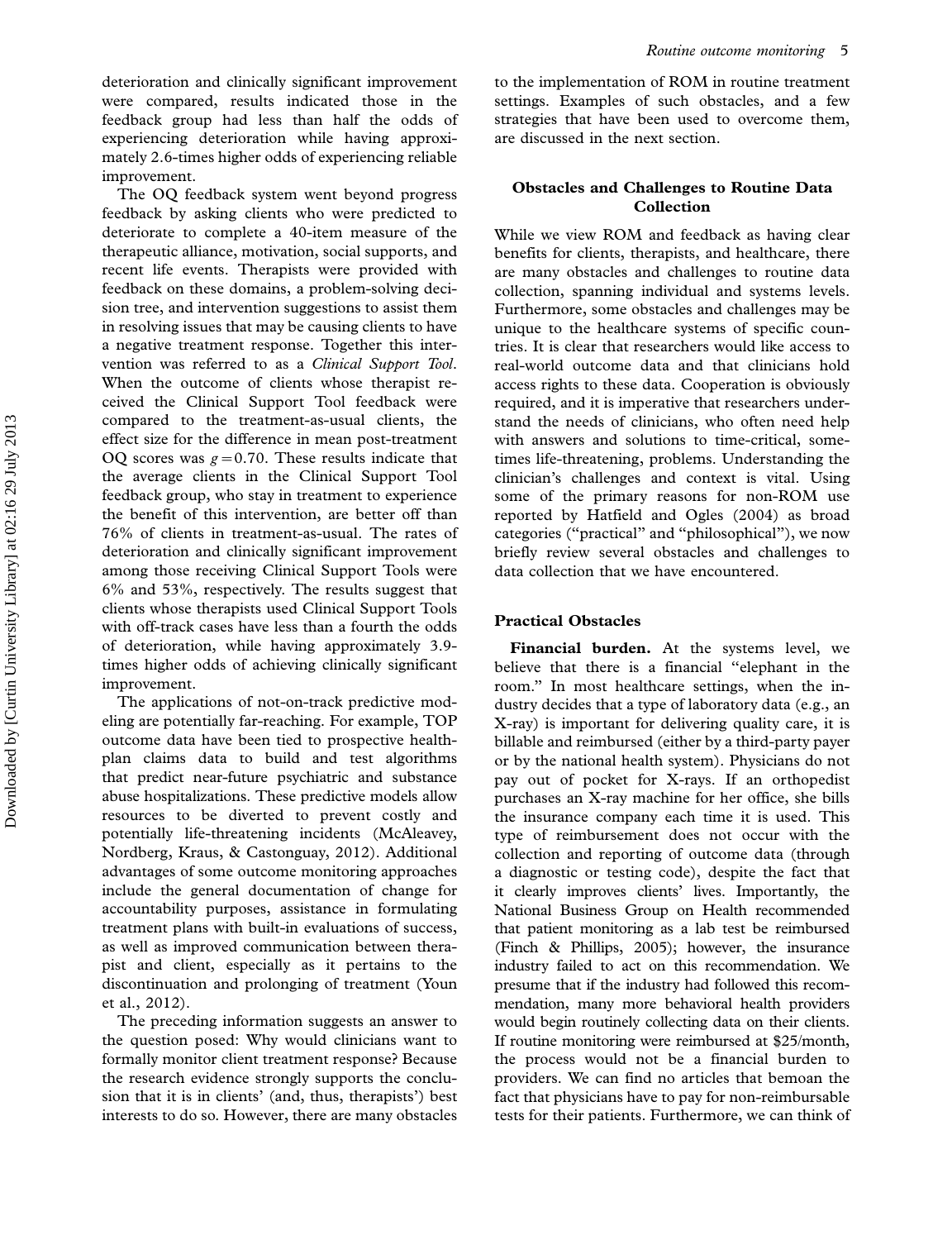deterioration and clinically significant improvement were compared, results indicated those in the feedback group had less than half the odds of experiencing deterioration while having approximately 2.6-times higher odds of experiencing reliable improvement.

The OQ feedback system went beyond progress feedback by asking clients who were predicted to deteriorate to complete a 40-item measure of the therapeutic alliance, motivation, social supports, and recent life events. Therapists were provided with feedback on these domains, a problem-solving decision tree, and intervention suggestions to assist them in resolving issues that may be causing clients to have a negative treatment response. Together this intervention was referred to as a *Clinical Support Tool*. When the outcome of clients whose therapist received the Clinical Support Tool feedback were compared to the treatment-as-usual clients, the effect size for the difference in mean post-treatment OQ scores was $g = 0.70$. These results indicate that the average clients in the Clinical Support Tool feedback group, who stay in treatment to experience the benefit of this intervention, are better off than 76% of clients in treatment-as-usual. The rates of deterioration and clinically significant improvement among those receiving Clinical Support Tools were 6% and 53%, respectively. The results suggest that clients whose therapists used Clinical Support Tools with off-track cases have less than a fourth the odds of deterioration, while having approximately 3.9-times higher odds of achieving clinically significant improvement.

The applications of not-on-track predictive modeling are potentially far-reaching. For example, TOP outcome data have been tied to prospective health-plan claims data to build and test algorithms that predict near-future psychiatric and substance abuse hospitalizations. These predictive models allow resources to be diverted to prevent costly and potentially life-threatening incidents (McAleavey, Nordberg, Kraus, & Castonguay, 2012). Additional advantages of some outcome monitoring approaches include the general documentation of change for accountability purposes, assistance in formulating treatment plans with built-in evaluations of success, as well as improved communication between therapist and client, especially as it pertains to the discontinuation and prolonging of treatment (Youn et al., 2012).

The preceding information suggests an answer to the question posed: Why would clinicians want to formally monitor client treatment response? Because the research evidence strongly supports the conclusion that it is in clients' (and, thus, therapists') best interests to do so. However, there are many obstacles to the implementation of ROM in routine treatment settings. Examples of such obstacles, and a few strategies that have been used to overcome them, are discussed in the next section.

## Obstacles and Challenges to Routine Data Collection

While we view ROM and feedback as having clear benefits for clients, therapists, and healthcare, there are many obstacles and challenges to routine data collection, spanning individual and systems levels. Furthermore, some obstacles and challenges may be unique to the healthcare systems of specific countries. It is clear that researchers would like access to real-world outcome data and that clinicians hold access rights to these data. Cooperation is obviously required, and it is imperative that researchers understand the needs of clinicians, who often need help with answers and solutions to time-critical, sometimes life-threatening, problems. Understanding the clinician's challenges and context is vital. Using some of the primary reasons for non-ROM use reported by Hatfield and Ogles (2004) as broad categories ("practical" and "philosophical"), we now briefly review several obstacles and challenges to data collection that we have encountered.

### Practical Obstacles

**Financial burden.** At the systems level, we believe that there is a financial "elephant in the room." In most healthcare settings, when the industry decides that a type of laboratory data (e.g., an X-ray) is important for delivering quality care, it is billable and reimbursed (either by a third-party payer or by the national health system). Physicians do not pay out of pocket for X-rays. If an orthopedist purchases an X-ray machine for her office, she bills the insurance company each time it is used. This type of reimbursement does not occur with the collection and reporting of outcome data (through a diagnostic or testing code), despite the fact that it clearly improves clients' lives. Importantly, the National Business Group on Health recommended that patient monitoring as a lab test be reimbursed (Finch & Phillips, 2005); however, the insurance industry failed to act on this recommendation. We presume that if the industry had followed this recommendation, many more behavioral health providers would begin routinely collecting data on their clients. If routine monitoring were reimbursed at $25/month, the process would not be a financial burden to providers. We can find no articles that bemoan the fact that physicians have to pay for non-reimbursable tests for their patients. Furthermore, we can think of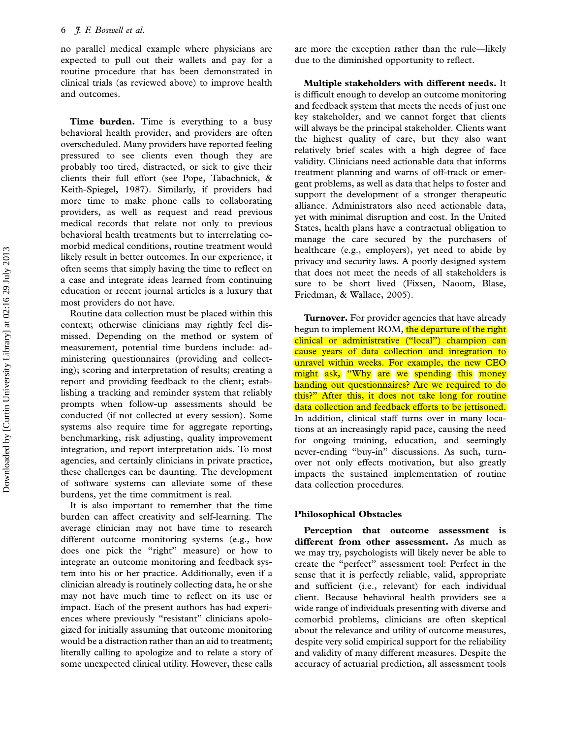no parallel medical example where physicians are expected to pull out their wallets and pay for a routine procedure that has been demonstrated in clinical trials (as reviewed above) to improve health and outcomes.

**Time burden.** Time is everything to a busy behavioral health provider, and providers are often overscheduled. Many providers have reported feeling pressured to see clients even though they are probably too tired, distracted, or sick to give their clients their full effort (see Pope, Tabachnick, & Keith-Spiegel, 1987). Similarly, if providers had more time to make phone calls to collaborating providers, as well as request and read previous medical records that relate not only to previous behavioral health treatments but to interrelating comorbid medical conditions, routine treatment would likely result in better outcomes. In our experience, it often seems that simply having the time to reflect on a case and integrate ideas learned from continuing education or recent journal articles is a luxury that most providers do not have.

Routine data collection must be placed within this context; otherwise clinicians may rightly feel dismissed. Depending on the method or system of measurement, potential time burdens include: administering questionnaires (providing and collecting); scoring and interpretation of results; creating a report and providing feedback to the client; establishing a tracking and reminder system that reliably prompts when follow-up assessments should be conducted (if not collected at every session). Some systems also require time for aggregate reporting, benchmarking, risk adjusting, quality improvement integration, and report interpretation aids. To most agencies, and certainly clinicians in private practice, these challenges can be daunting. The development of software systems can alleviate some of these burdens, yet the time commitment is real.

It is also important to remember that the time burden can affect creativity and self-learning. The average clinician may not have time to research different outcome monitoring systems (e.g., how does one pick the "right" measure) or how to integrate an outcome monitoring and feedback system into his or her practice. Additionally, even if a clinician already is routinely collecting data, he or she may not have much time to reflect on its use or impact. Each of the present authors has had experiences where previously "resistant" clinicians apologized for initially assuming that outcome monitoring would be a distraction rather than an aid to treatment; literally calling to apologize and to relate a story of some unexpected clinical utility. However, these calls are more the exception rather than the rule—likely due to the diminished opportunity to reflect.

**Multiple stakeholders with different needs.** It is difficult enough to develop an outcome monitoring and feedback system that meets the needs of just one key stakeholder, and we cannot forget that clients will always be the principal stakeholder. Clients want the highest quality of care, but they also want relatively brief scales with a high degree of face validity. Clinicians need actionable data that informs treatment planning and warns of off-track or emergent problems, as well as data that helps to foster and support the development of a stronger therapeutic alliance. Administrators also need actionable data, yet with minimal disruption and cost. In the United States, health plans have a contractual obligation to manage the care secured by the purchasers of healthcare (e.g., employers), yet need to abide by privacy and security laws. A poorly designed system that does not meet the needs of all stakeholders is sure to be short lived (Fixsen, Naoom, Blase, Friedman, & Wallace, 2005).

**Turnover.** For provider agencies that have already begun to implement ROM, the departure of the right clinical or administrative ("local") champion can cause years of data collection and integration to unravel within weeks. For example, the new CEO might ask, "Why are we spending this money handing out questionnaires? Are we required to do this?" After this, it does not take long for routine data collection and feedback efforts to be jettisoned. In addition, clinical staff turns over in many locations at an increasingly rapid pace, causing the need for ongoing training, education, and seemingly never-ending "buy-in" discussions. As such, turnover not only effects motivation, but also greatly impacts the sustained implementation of routine data collection procedures.

### Philosophical Obstacles

**Perception that outcome assessment is different from other assessment.** As much as we may try, psychologists will likely never be able to create the "perfect" assessment tool: Perfect in the sense that it is perfectly reliable, valid, appropriate and sufficient (i.e., relevant) for each individual client. Because behavioral health providers see a wide range of individuals presenting with diverse and comorbid problems, clinicians are often skeptical about the relevance and utility of outcome measures, despite very solid empirical support for the reliability and validity of many different measures. Despite the accuracy of actuarial prediction, all assessment tools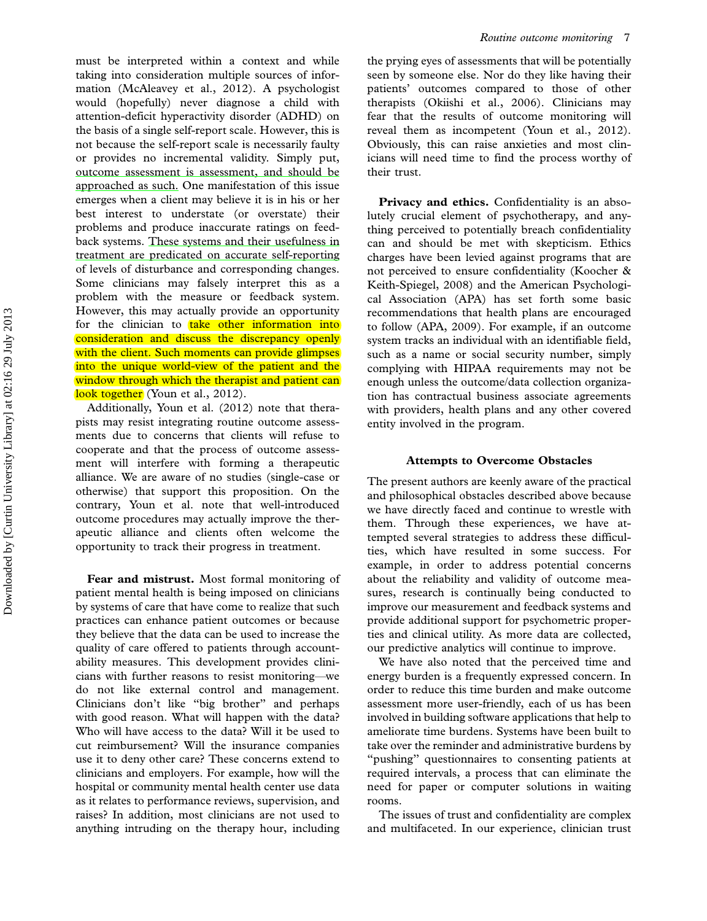must be interpreted within a context and while taking into consideration multiple sources of information (McAleavey et al., 2012). A psychologist would (hopefully) never diagnose a child with attention-deficit hyperactivity disorder (ADHD) on the basis of a single self-report scale. However, this is not because the self-report scale is necessarily faulty or provides no incremental validity. Simply put, outcome assessment is assessment, and should be approached as such. One manifestation of this issue emerges when a client may believe it is in his or her best interest to understate (or overstate) their problems and produce inaccurate ratings on feedback systems. These systems and their usefulness in treatment are predicated on accurate self-reporting of levels of disturbance and corresponding changes. Some clinicians may falsely interpret this as a problem with the measure or feedback system. However, this may actually provide an opportunity for the clinician to take other information into consideration and discuss the discrepancy openly with the client. Such moments can provide glimpses into the unique world-view of the patient and the window through which the therapist and patient can look together (Youn et al., 2012).

Additionally, Youn et al. (2012) note that therapists may resist integrating routine outcome assessments due to concerns that clients will refuse to cooperate and that the process of outcome assessment will interfere with forming a therapeutic alliance. We are aware of no studies (single-case or otherwise) that support this proposition. On the contrary, Youn et al. note that well-introduced outcome procedures may actually improve the therapeutic alliance and clients often welcome the opportunity to track their progress in treatment.

**Fear and mistrust.** Most formal monitoring of patient mental health is being imposed on clinicians by systems of care that have come to realize that such practices can enhance patient outcomes or because they believe that the data can be used to increase the quality of care offered to patients through accountability measures. This development provides clinicians with further reasons to resist monitoring—we do not like external control and management. Clinicians don't like "big brother" and perhaps with good reason. What will happen with the data? Who will have access to the data? Will it be used to cut reimbursement? Will the insurance companies use it to deny other care? These concerns extend to clinicians and employers. For example, how will the hospital or community mental health center use data as it relates to performance reviews, supervision, and raises? In addition, most clinicians are not used to anything intruding on the therapy hour, including the prying eyes of assessments that will be potentially seen by someone else. Nor do they like having their patients' outcomes compared to those of other therapists (Okiishi et al., 2006). Clinicians may fear that the results of outcome monitoring will reveal them as incompetent (Youn et al., 2012). Obviously, this can raise anxieties and most clinicians will need time to find the process worthy of their trust.

**Privacy and ethics.** Confidentiality is an absolutely crucial element of psychotherapy, and anything perceived to potentially breach confidentiality can and should be met with skepticism. Ethics charges have been levied against programs that are not perceived to ensure confidentiality (Koocher & Keith-Spiegel, 2008) and the American Psychological Association (APA) has set forth some basic recommendations that health plans are encouraged to follow (APA, 2009). For example, if an outcome system tracks an individual with an identifiable field, such as a name or social security number, simply complying with HIPAA requirements may not be enough unless the outcome/data collection organization has contractual business associate agreements with providers, health plans and any other covered entity involved in the program.

### Attempts to Overcome Obstacles

The present authors are keenly aware of the practical and philosophical obstacles described above because we have directly faced and continue to wrestle with them. Through these experiences, we have attempted several strategies to address these difficulties, which have resulted in some success. For example, in order to address potential concerns about the reliability and validity of outcome measures, research is continually being conducted to improve our measurement and feedback systems and provide additional support for psychometric properties and clinical utility. As more data are collected, our predictive analytics will continue to improve.

We have also noted that the perceived time and energy burden is a frequently expressed concern. In order to reduce this time burden and make outcome assessment more user-friendly, each of us has been involved in building software applications that help to ameliorate time burdens. Systems have been built to take over the reminder and administrative burdens by "pushing" questionnaires to consenting patients at required intervals, a process that can eliminate the need for paper or computer solutions in waiting rooms.

The issues of trust and confidentiality are complex and multifaceted. In our experience, clinician trust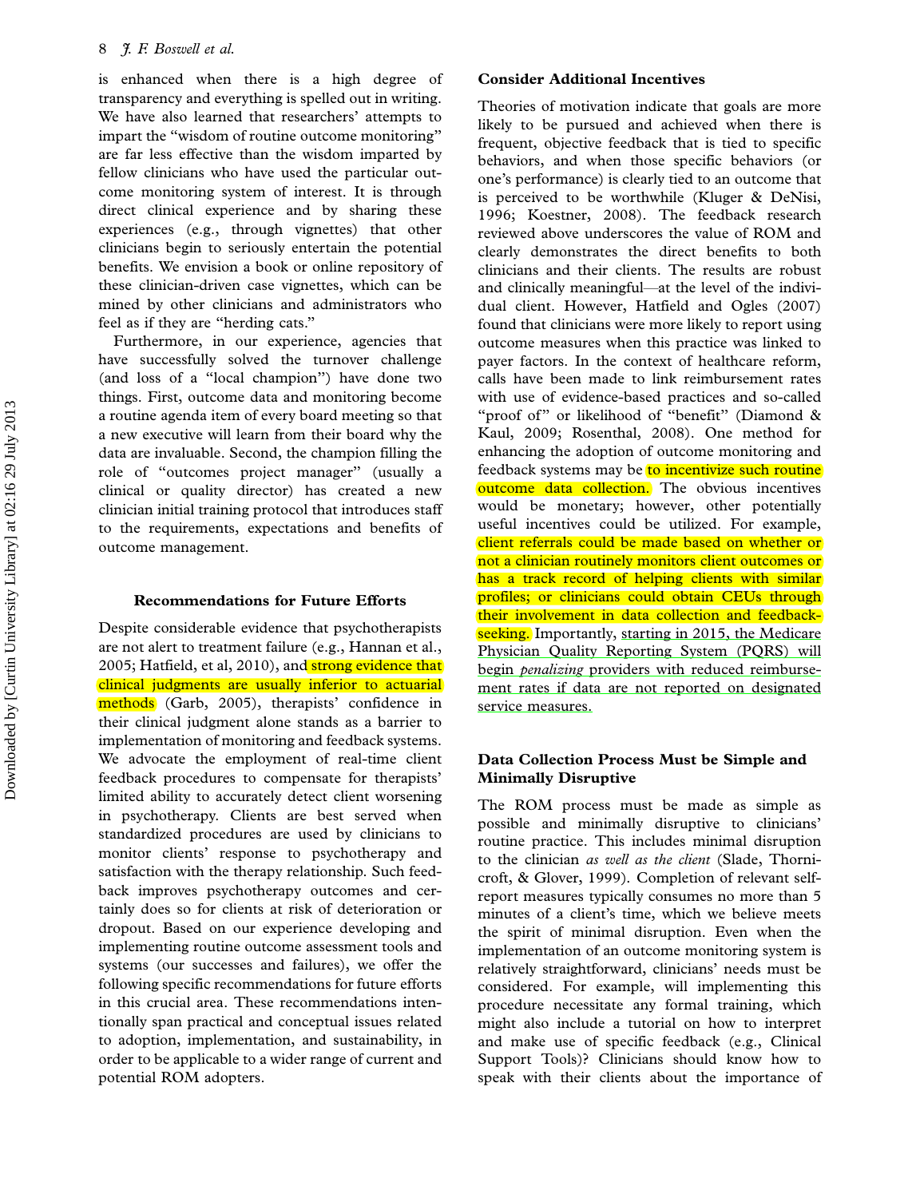is enhanced when there is a high degree of transparency and everything is spelled out in writing. We have also learned that researchers' attempts to impart the "wisdom of routine outcome monitoring" are far less effective than the wisdom imparted by fellow clinicians who have used the particular outcome monitoring system of interest. It is through direct clinical experience and by sharing these experiences (e.g., through vignettes) that other clinicians begin to seriously entertain the potential benefits. We envision a book or online repository of these clinician-driven case vignettes, which can be mined by other clinicians and administrators who feel as if they are "herding cats."

Furthermore, in our experience, agencies that have successfully solved the turnover challenge (and loss of a "local champion") have done two things. First, outcome data and monitoring become a routine agenda item of every board meeting so that a new executive will learn from their board why the data are invaluable. Second, the champion filling the role of "outcomes project manager" (usually a clinical or quality director) has created a new clinician initial training protocol that introduces staff to the requirements, expectations and benefits of outcome management.

## Recommendations for Future Efforts

Despite considerable evidence that psychotherapists are not alert to treatment failure (e.g., Hannan et al., 2005; Hatfield, et al, 2010), and strong evidence that clinical judgments are usually inferior to actuarial methods (Garb, 2005), therapists' confidence in their clinical judgment alone stands as a barrier to implementation of monitoring and feedback systems. We advocate the employment of real-time client feedback procedures to compensate for therapists' limited ability to accurately detect client worsening in psychotherapy. Clients are best served when standardized procedures are used by clinicians to monitor clients' response to psychotherapy and satisfaction with the therapy relationship. Such feedback improves psychotherapy outcomes and certainly does so for clients at risk of deterioration or dropout. Based on our experience developing and implementing routine outcome assessment tools and systems (our successes and failures), we offer the following specific recommendations for future efforts in this crucial area. These recommendations intentionally span practical and conceptual issues related to adoption, implementation, and sustainability, in order to be applicable to a wider range of current and potential ROM adopters.

### Consider Additional Incentives

Theories of motivation indicate that goals are more likely to be pursued and achieved when there is frequent, objective feedback that is tied to specific behaviors, and when those specific behaviors (or one's performance) is clearly tied to an outcome that is perceived to be worthwhile (Kluger & DeNisi, 1996; Koestner, 2008). The feedback research reviewed above underscores the value of ROM and clearly demonstrates the direct benefits to both clinicians and their clients. The results are robust and clinically meaningful—at the level of the individual client. However, Hatfield and Ogles (2007) found that clinicians were more likely to report using outcome measures when this practice was linked to payer factors. In the context of healthcare reform, calls have been made to link reimbursement rates with use of evidence-based practices and so-called "proof of" or likelihood of "benefit" (Diamond & Kaul, 2009; Rosenthal, 2008). One method for enhancing the adoption of outcome monitoring and feedback systems may be to incentivize such routine outcome data collection. The obvious incentives would be monetary; however, other potentially useful incentives could be utilized. For example, client referrals could be made based on whether or not a clinician routinely monitors client outcomes or has a track record of helping clients with similar profiles; or clinicians could obtain CEUs through their involvement in data collection and feedback-seeking. Importantly, starting in 2015, the Medicare Physician Quality Reporting System (PQRS) will begin *penalizing* providers with reduced reimbursement rates if data are not reported on designated service measures.

### Data Collection Process Must be Simple and Minimally Disruptive

The ROM process must be made as simple as possible and minimally disruptive to clinicians' routine practice. This includes minimal disruption to the clinician *as well as the client* (Slade, Thornicroft, & Glover, 1999). Completion of relevant self-report measures typically consumes no more than 5 minutes of a client's time, which we believe meets the spirit of minimal disruption. Even when the implementation of an outcome monitoring system is relatively straightforward, clinicians' needs must be considered. For example, will implementing this procedure necessitate any formal training, which might also include a tutorial on how to interpret and make use of specific feedback (e.g., Clinical Support Tools)? Clinicians should know how to speak with their clients about the importance of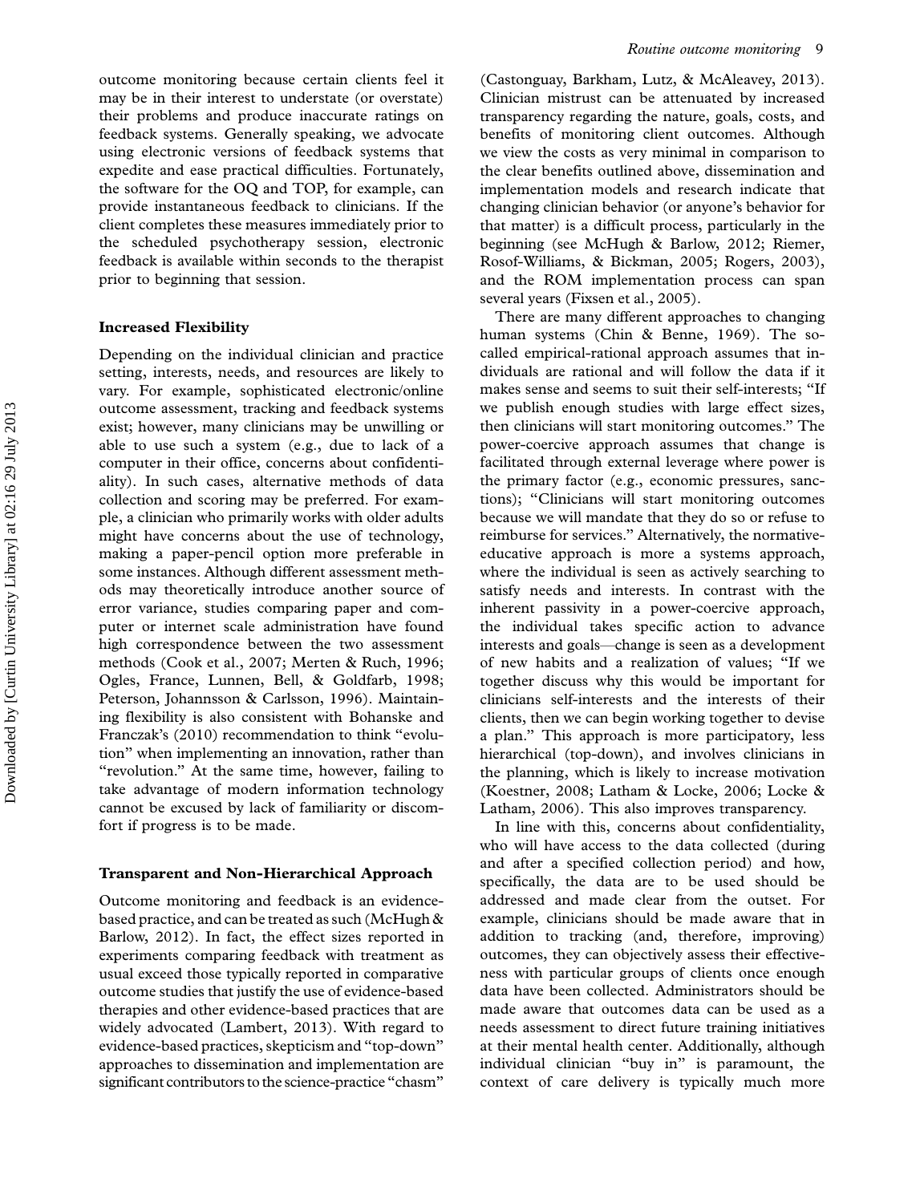outcome monitoring because certain clients feel it may be in their interest to understate (or overstate) their problems and produce inaccurate ratings on feedback systems. Generally speaking, we advocate using electronic versions of feedback systems that expedite and ease practical difficulties. Fortunately, the software for the OQ and TOP, for example, can provide instantaneous feedback to clinicians. If the client completes these measures immediately prior to the scheduled psychotherapy session, electronic feedback is available within seconds to the therapist prior to beginning that session.

### Increased Flexibility

Depending on the individual clinician and practice setting, interests, needs, and resources are likely to vary. For example, sophisticated electronic/online outcome assessment, tracking and feedback systems exist; however, many clinicians may be unwilling or able to use such a system (e.g., due to lack of a computer in their office, concerns about confidentiality). In such cases, alternative methods of data collection and scoring may be preferred. For example, a clinician who primarily works with older adults might have concerns about the use of technology, making a paper-pencil option more preferable in some instances. Although different assessment methods may theoretically introduce another source of error variance, studies comparing paper and computer or internet scale administration have found high correspondence between the two assessment methods (Cook et al., 2007; Merten & Ruch, 1996; Ogles, France, Lunnen, Bell, & Goldfarb, 1998; Peterson, Johannsson & Carlsson, 1996). Maintaining flexibility is also consistent with Bohanske and Franczak's (2010) recommendation to think "evolution" when implementing an innovation, rather than "revolution." At the same time, however, failing to take advantage of modern information technology cannot be excused by lack of familiarity or discomfort if progress is to be made.

### Transparent and Non-Hierarchical Approach

Outcome monitoring and feedback is an evidence-based practice, and can be treated as such (McHugh & Barlow, 2012). In fact, the effect sizes reported in experiments comparing feedback with treatment as usual exceed those typically reported in comparative outcome studies that justify the use of evidence-based therapies and other evidence-based practices that are widely advocated (Lambert, 2013). With regard to evidence-based practices, skepticism and "top-down" approaches to dissemination and implementation are significant contributors to the science-practice "chasm" (Castonguay, Barkham, Lutz, & McAleavey, 2013). Clinician mistrust can be attenuated by increased transparency regarding the nature, goals, costs, and benefits of monitoring client outcomes. Although we view the costs as very minimal in comparison to the clear benefits outlined above, dissemination and implementation models and research indicate that changing clinician behavior (or anyone's behavior for that matter) is a difficult process, particularly in the beginning (see McHugh & Barlow, 2012; Riemer, Rosof-Williams, & Bickman, 2005; Rogers, 2003), and the ROM implementation process can span several years (Fixsen et al., 2005).

There are many different approaches to changing human systems (Chin & Benne, 1969). The so-called empirical-rational approach assumes that individuals are rational and will follow the data if it makes sense and seems to suit their self-interests; "If we publish enough studies with large effect sizes, then clinicians will start monitoring outcomes." The power-coercive approach assumes that change is facilitated through external leverage where power is the primary factor (e.g., economic pressures, sanctions); "Clinicians will start monitoring outcomes because we will mandate that they do so or refuse to reimburse for services." Alternatively, the normative-educative approach is more a systems approach, where the individual is seen as actively searching to satisfy needs and interests. In contrast with the inherent passivity in a power-coercive approach, the individual takes specific action to advance interests and goals—change is seen as a development of new habits and a realization of values; "If we together discuss why this would be important for clinicians self-interests and the interests of their clients, then we can begin working together to devise a plan." This approach is more participatory, less hierarchical (top-down), and involves clinicians in the planning, which is likely to increase motivation (Koestner, 2008; Latham & Locke, 2006; Locke & Latham, 2006). This also improves transparency.

In line with this, concerns about confidentiality, who will have access to the data collected (during and after a specified collection period) and how, specifically, the data are to be used should be addressed and made clear from the outset. For example, clinicians should be made aware that in addition to tracking (and, therefore, improving) outcomes, they can objectively assess their effectiveness with particular groups of clients once enough data have been collected. Administrators should be made aware that outcomes data can be used as a needs assessment to direct future training initiatives at their mental health center. Additionally, although individual clinician "buy in" is paramount, the context of care delivery is typically much more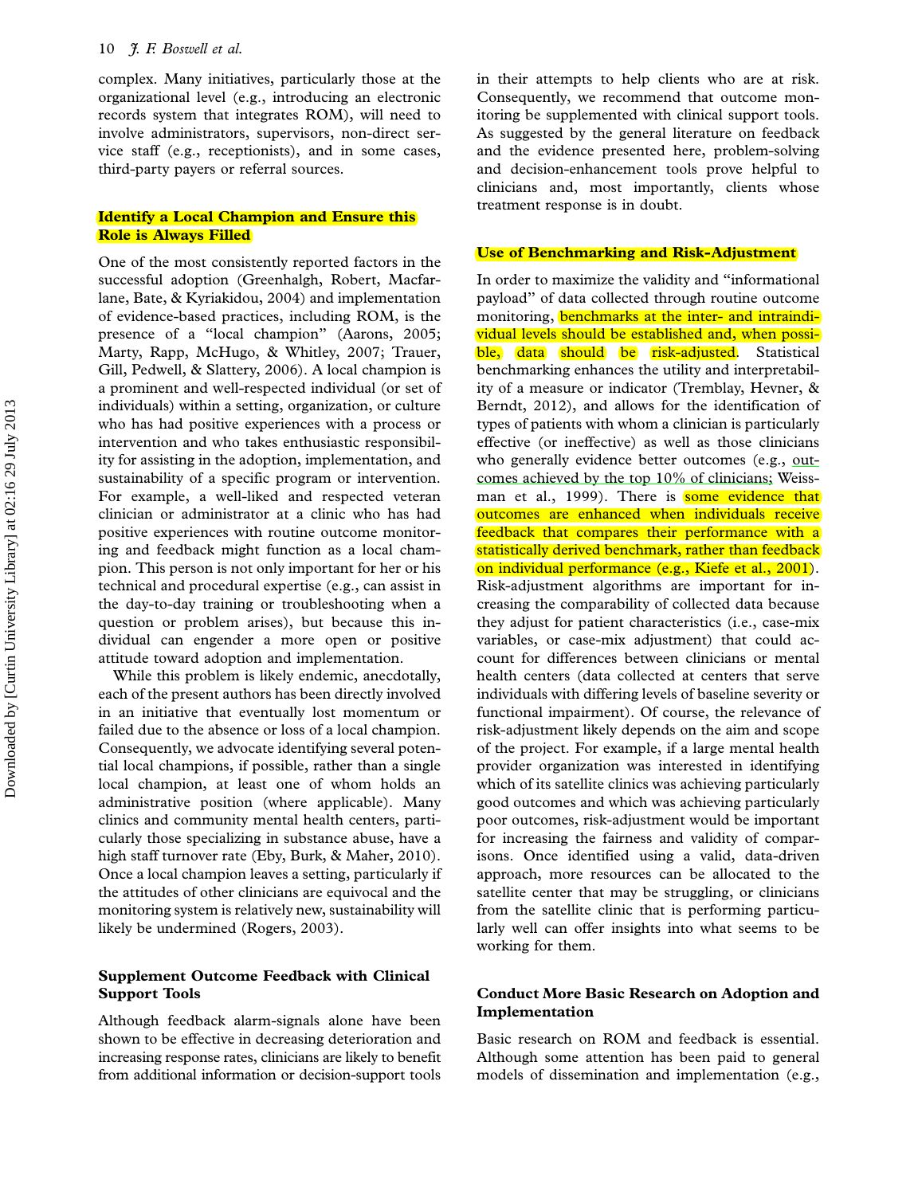complex. Many initiatives, particularly those at the organizational level (e.g., introducing an electronic records system that integrates ROM), will need to involve administrators, supervisors, non-direct service staff (e.g., receptionists), and in some cases, third-party payers or referral sources.

### Identify a Local Champion and Ensure this Role is Always Filled

One of the most consistently reported factors in the successful adoption (Greenhalgh, Robert, Macfarlane, Bate, & Kyriakidou, 2004) and implementation of evidence-based practices, including ROM, is the presence of a "local champion" (Aarons, 2005; Marty, Rapp, McHugo, & Whitley, 2007; Trauer, Gill, Pedwell, & Slattery, 2006). A local champion is a prominent and well-respected individual (or set of individuals) within a setting, organization, or culture who has had positive experiences with a process or intervention and who takes enthusiastic responsibility for assisting in the adoption, implementation, and sustainability of a specific program or intervention. For example, a well-liked and respected veteran clinician or administrator at a clinic who has had positive experiences with routine outcome monitoring and feedback might function as a local champion. This person is not only important for her or his technical and procedural expertise (e.g., can assist in the day-to-day training or troubleshooting when a question or problem arises), but because this individual can engender a more open or positive attitude toward adoption and implementation.

While this problem is likely endemic, anecdotally, each of the present authors has been directly involved in an initiative that eventually lost momentum or failed due to the absence or loss of a local champion. Consequently, we advocate identifying several potential local champions, if possible, rather than a single local champion, at least one of whom holds an administrative position (where applicable). Many clinics and community mental health centers, particularly those specializing in substance abuse, have a high staff turnover rate (Eby, Burk, & Maher, 2010). Once a local champion leaves a setting, particularly if the attitudes of other clinicians are equivocal and the monitoring system is relatively new, sustainability will likely be undermined (Rogers, 2003).

### Supplement Outcome Feedback with Clinical Support Tools

Although feedback alarm-signals alone have been shown to be effective in decreasing deterioration and increasing response rates, clinicians are likely to benefit from additional information or decision-support tools in their attempts to help clients who are at risk. Consequently, we recommend that outcome monitoring be supplemented with clinical support tools. As suggested by the general literature on feedback and the evidence presented here, problem-solving and decision-enhancement tools prove helpful to clinicians and, most importantly, clients whose treatment response is in doubt.

### Use of Benchmarking and Risk-Adjustment

In order to maximize the validity and "informational payload" of data collected through routine outcome monitoring, benchmarks at the inter- and intraindividual levels should be established and, when possible, data should be risk-adjusted. Statistical benchmarking enhances the utility and interpretability of a measure or indicator (Tremblay, Hevner, & Berndt, 2012), and allows for the identification of types of patients with whom a clinician is particularly effective (or ineffective) as well as those clinicians who generally evidence better outcomes (e.g., outcomes achieved by the top 10% of clinicians; Weissman et al., 1999). There is some evidence that outcomes are enhanced when individuals receive feedback that compares their performance with a statistically derived benchmark, rather than feedback on individual performance (e.g., Kiefe et al., 2001). Risk-adjustment algorithms are important for increasing the comparability of collected data because they adjust for patient characteristics (i.e., case-mix variables, or case-mix adjustment) that could account for differences between clinicians or mental health centers (data collected at centers that serve individuals with differing levels of baseline severity or functional impairment). Of course, the relevance of risk-adjustment likely depends on the aim and scope of the project. For example, if a large mental health provider organization was interested in identifying which of its satellite clinics was achieving particularly good outcomes and which was achieving particularly poor outcomes, risk-adjustment would be important for increasing the fairness and validity of comparisons. Once identified using a valid, data-driven approach, more resources can be allocated to the satellite center that may be struggling, or clinicians from the satellite clinic that is performing particularly well can offer insights into what seems to be working for them.

### Conduct More Basic Research on Adoption and Implementation

Basic research on ROM and feedback is essential. Although some attention has been paid to general models of dissemination and implementation (e.g.,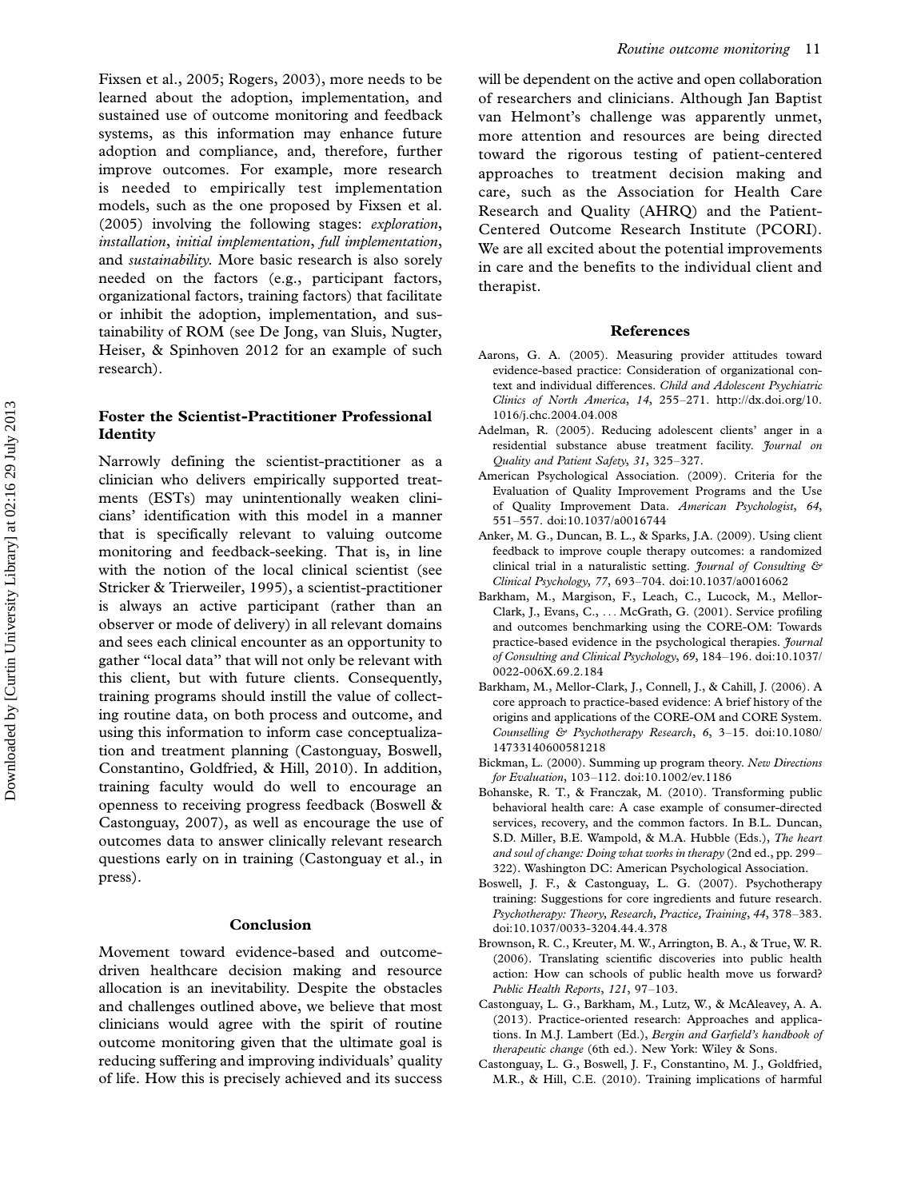Fixsen et al., 2005; Rogers, 2003), more needs to be learned about the adoption, implementation, and sustained use of outcome monitoring and feedback systems, as this information may enhance future adoption and compliance, and, therefore, further improve outcomes. For example, more research is needed to empirically test implementation models, such as the one proposed by Fixsen et al. (2005) involving the following stages: *exploration*, *installation*, *initial implementation*, *full implementation*, and *sustainability*. More basic research is also sorely needed on the factors (e.g., participant factors, organizational factors, training factors) that facilitate or inhibit the adoption, implementation, and sustainability of ROM (see De Jong, van Sluis, Nugter, Heiser, & Spinhoven 2012 for an example of such research).

### Foster the Scientist-Practitioner Professional Identity

Narrowly defining the scientist-practitioner as a clinician who delivers empirically supported treatments (ESTs) may unintentionally weaken clinicians' identification with this model in a manner that is specifically relevant to valuing outcome monitoring and feedback-seeking. That is, in line with the notion of the local clinical scientist (see Stricker & Trierweiler, 1995), a scientist-practitioner is always an active participant (rather than an observer or mode of delivery) in all relevant domains and sees each clinical encounter as an opportunity to gather "local data" that will not only be relevant with this client, but with future clients. Consequently, training programs should instill the value of collecting routine data, on both process and outcome, and using this information to inform case conceptualization and treatment planning (Castonguay, Boswell, Constantino, Goldfried, & Hill, 2010). In addition, training faculty would do well to encourage an openness to receiving progress feedback (Boswell & Castonguay, 2007), as well as encourage the use of outcomes data to answer clinically relevant research questions early on in training (Castonguay et al., in press).

## Conclusion

Movement toward evidence-based and outcome-driven healthcare decision making and resource allocation is an inevitability. Despite the obstacles and challenges outlined above, we believe that most clinicians would agree with the spirit of routine outcome monitoring given that the ultimate goal is reducing suffering and improving individuals' quality of life. How this is precisely achieved and its success will be dependent on the active and open collaboration of researchers and clinicians. Although Jan Baptist van Helmont's challenge was apparently unmet, more attention and resources are being directed toward the rigorous testing of patient-centered approaches to treatment decision making and care, such as the Association for Health Care Research and Quality (AHRQ) and the Patient-Centered Outcome Research Institute (PCORI). We are all excited about the potential improvements in care and the benefits to the individual client and therapist.

## References

Aarons, G. A. (2005). Measuring provider attitudes toward evidence-based practice: Consideration of organizational context and individual differences. *Child and Adolescent Psychiatric Clinics of North America*, *14*, 255–271. http://dx.doi.org/10.1016/j.chc.2004.04.008

Adelman, R. (2005). Reducing adolescent clients' anger in a residential substance abuse treatment facility. *Journal on Quality and Patient Safety*, *31*, 325–327.

American Psychological Association. (2009). Criteria for the Evaluation of Quality Improvement Programs and the Use of Quality Improvement Data. *American Psychologist*, *64*, 551–557. doi:10.1037/a0016744

Anker, M. G., Duncan, B. L., & Sparks, J.A. (2009). Using client feedback to improve couple therapy outcomes: a randomized clinical trial in a naturalistic setting. *Journal of Consulting & Clinical Psychology*, *77*, 693–704. doi:10.1037/a0016062

Barkham, M., Margison, F., Leach, C., Lucock, M., Mellor-Clark, J., Evans, C., ... McGrath, G. (2001). Service profiling and outcomes benchmarking using the CORE-OM: Towards practice-based evidence in the psychological therapies. *Journal of Consulting and Clinical Psychology*, *69*, 184–196. doi:10.1037/0022-006X.69.2.184

Barkham, M., Mellor-Clark, J., Connell, J., & Cahill, J. (2006). A core approach to practice-based evidence: A brief history of the origins and applications of the CORE-OM and CORE System. *Counselling & Psychotherapy Research*, *6*, 3–15. doi:10.1080/14733140600581218

Bickman, L. (2000). Summing up program theory. *New Directions for Evaluation*, 103–112. doi:10.1002/ev.1186

Bohanske, R. T., & Franczak, M. (2010). Transforming public behavioral health care: A case example of consumer-directed services, recovery, and the common factors. In B.L. Duncan, S.D. Miller, B.E. Wampold, & M.A. Hubble (Eds.), *The heart and soul of change: Doing what works in therapy* (2nd ed., pp. 299–322). Washington DC: American Psychological Association.

Boswell, J. F., & Castonguay, L. G. (2007). Psychotherapy training: Suggestions for core ingredients and future research. *Psychotherapy: Theory, Research, Practice, Training*, *44*, 378–383. doi:10.1037/0033-3204.44.4.378

Brownson, R. C., Kreuter, M. W., Arrington, B. A., & True, W. R. (2006). Translating scientific discoveries into public health action: How can schools of public health move us forward? *Public Health Reports*, *121*, 97–103.

Castonguay, L. G., Barkham, M., Lutz, W., & McAleavey, A. A. (2013). Practice-oriented research: Approaches and applications. In M.J. Lambert (Ed.), *Bergin and Garfield's handbook of therapeutic change* (6th ed.). New York: Wiley & Sons.

Castonguay, L. G., Boswell, J. F., Constantino, M. J., Goldfried, M.R., & Hill, C.E. (2010). Training implications of harmful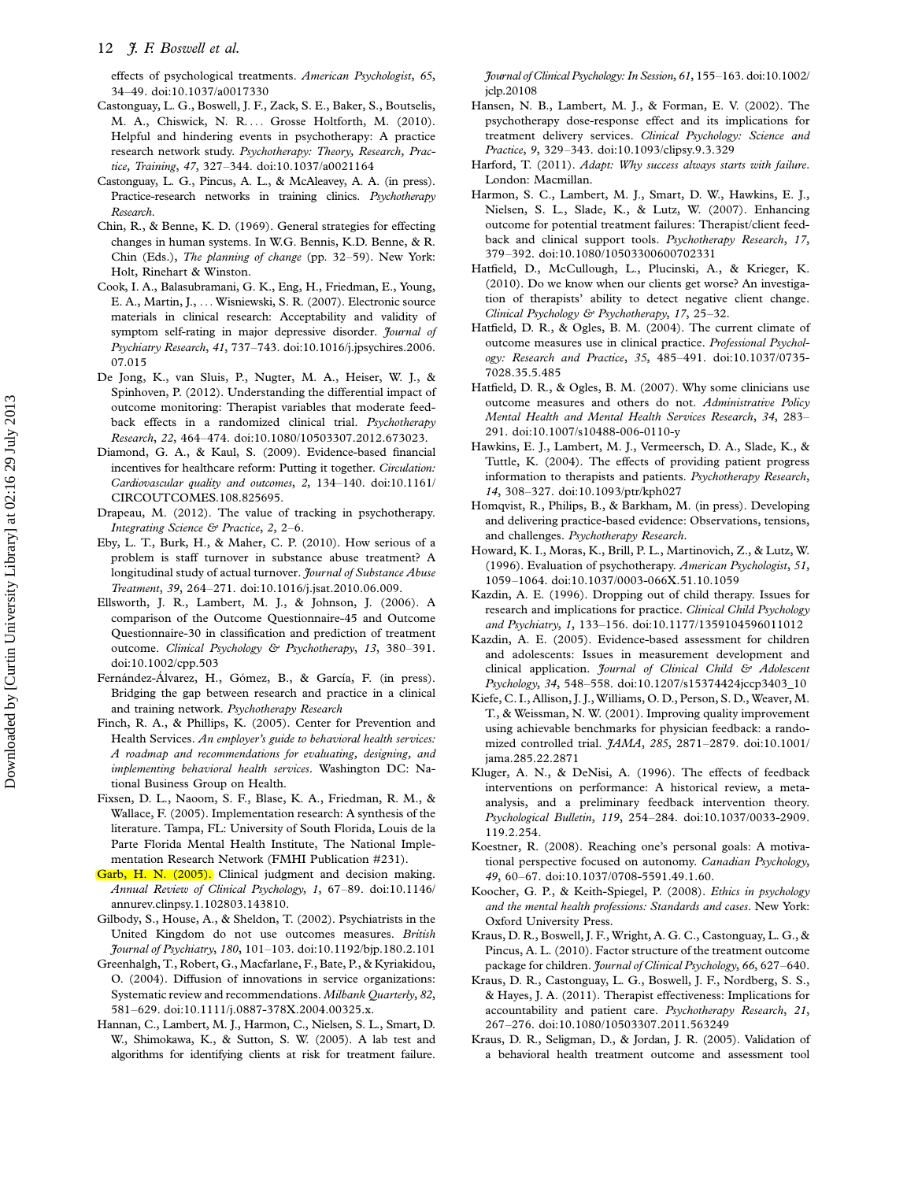effects of psychological treatments. *American Psychologist*, *65*, 34–49. doi:10.1037/a0017330

Castonguay, L. G., Boswell, J. F., Zack, S. E., Baker, S., Boutselis, M. A., Chiswick, N. R. . . . Grosse Holtforth, M. (2010). Helpful and hindering events in psychotherapy: A practice research network study. *Psychotherapy: Theory, Research, Practice, Training*, *47*, 327–344. doi:10.1037/a0021164

Castonguay, L. G., Pincus, A. L., & McAleavey, A. A. (in press). Practice-research networks in training clinics. *Psychotherapy Research*.

Chin, R., & Benne, K. D. (1969). General strategies for effecting changes in human systems. In W.G. Bennis, K.D. Benne, & R. Chin (Eds.), *The planning of change* (pp. 32–59). New York: Holt, Rinehart & Winston.

Cook, I. A., Balasubramani, G. K., Eng, H., Friedman, E., Young, E. A., Martin, J., . . . Wisniewski, S. R. (2007). Electronic source materials in clinical research: Acceptability and validity of symptom self-rating in major depressive disorder. *Journal of Psychiatry Research*, *41*, 737–743. doi:10.1016/j.jpsychires.2006.07.015

De Jong, K., van Sluis, P., Nugter, M. A., Heiser, W. J., & Spinhoven, P. (2012). Understanding the differential impact of outcome monitoring: Therapist variables that moderate feedback effects in a randomized clinical trial. *Psychotherapy Research*, *22*, 464–474. doi:10.1080/10503307.2012.673023.

Diamond, G. A., & Kaul, S. (2009). Evidence-based financial incentives for healthcare reform: Putting it together. *Circulation: Cardiovascular quality and outcomes*, *2*, 134–140. doi:10.1161/CIRCOUTCOMES.108.825695.

Drapeau, M. (2012). The value of tracking in psychotherapy. *Integrating Science & Practice*, *2*, 2–6.

Eby, L. T., Burk, H., & Maher, C. P. (2010). How serious of a problem is staff turnover in substance abuse treatment? A longitudinal study of actual turnover. *Journal of Substance Abuse Treatment*, *39*, 264–271. doi:10.1016/j.jsat.2010.06.009.

Ellsworth, J. R., Lambert, M. J., & Johnson, J. (2006). A comparison of the Outcome Questionnaire-45 and Outcome Questionnaire-30 in classification and prediction of treatment outcome. *Clinical Psychology & Psychotherapy*, *13*, 380–391. doi:10.1002/cpp.503

Fernández-Álvarez, H., Gómez, B., & García, F. (in press). Bridging the gap between research and practice in a clinical and training network. *Psychotherapy Research*

Finch, R. A., & Phillips, K. (2005). Center for Prevention and Health Services. *An employer's guide to behavioral health services: A roadmap and recommendations for evaluating, designing, and implementing behavioral health services*. Washington DC: National Business Group on Health.

Fixsen, D. L., Naoom, S. F., Blase, K. A., Friedman, R. M., & Wallace, F. (2005). Implementation research: A synthesis of the literature. Tampa, FL: University of South Florida, Louis de la Parte Florida Mental Health Institute, The National Implementation Research Network (FMHI Publication #231).

Garb, H. N. (2005). Clinical judgment and decision making. *Annual Review of Clinical Psychology*, *1*, 67–89. doi:10.1146/annurev.clinpsy.1.102803.143810.

Gilbody, S., House, A., & Sheldon, T. (2002). Psychiatrists in the United Kingdom do not use outcomes measures. *British Journal of Psychiatry*, *180*, 101–103. doi:10.1192/bjp.180.2.101

Greenhalgh, T., Robert, G., Macfarlane, F., Bate, P., & Kyriakidou, O. (2004). Diffusion of innovations in service organizations: Systematic review and recommendations. *Milbank Quarterly*, *82*, 581–629. doi:10.1111/j.0887-378X.2004.00325.x.

Hannan, C., Lambert, M. J., Harmon, C., Nielsen, S. L., Smart, D. W., Shimokawa, K., & Sutton, S. W. (2005). A lab test and algorithms for identifying clients at risk for treatment failure. *Journal of Clinical Psychology: In Session*, *61*, 155–163. doi:10.1002/jclp.20108

Hansen, N. B., Lambert, M. J., & Forman, E. V. (2002). The psychotherapy dose-response effect and its implications for treatment delivery services. *Clinical Psychology: Science and Practice*, *9*, 329–343. doi:10.1093/clipsy.9.3.329

Harford, T. (2011). *Adapt: Why success always starts with failure*. London: Macmillan.

Harmon, S. C., Lambert, M. J., Smart, D. W., Hawkins, E. J., Nielsen, S. L., Slade, K., & Lutz, W. (2007). Enhancing outcome for potential treatment failures: Therapist/client feedback and clinical support tools. *Psychotherapy Research*, *17*, 379–392. doi:10.1080/10503300600702331

Hatfield, D., McCullough, L., Plucinski, A., & Krieger, K. (2010). Do we know when our clients get worse? An investigation of therapists' ability to detect negative client change. *Clinical Psychology & Psychotherapy*, *17*, 25–32.

Hatfield, D. R., & Ogles, B. M. (2004). The current climate of outcome measures use in clinical practice. *Professional Psychology: Research and Practice*, *35*, 485–491. doi:10.1037/0735-7028.35.5.485

Hatfield, D. R., & Ogles, B. M. (2007). Why some clinicians use outcome measures and others do not. *Administrative Policy Mental Health and Mental Health Services Research*, *34*, 283–291. doi:10.1007/s10488-006-0110-y

Hawkins, E. J., Lambert, M. J., Vermeersch, D. A., Slade, K., & Tuttle, K. (2004). The effects of providing patient progress information to therapists and patients. *Psychotherapy Research*, *14*, 308–327. doi:10.1093/ptr/kph027

Homqvist, R., Philips, B., & Barkham, M. (in press). Developing and delivering practice-based evidence: Observations, tensions, and challenges. *Psychotherapy Research*.

Howard, K. I., Moras, K., Brill, P. L., Martinovich, Z., & Lutz, W. (1996). Evaluation of psychotherapy. *American Psychologist*, *51*, 1059–1064. doi:10.1037/0003-066X.51.10.1059

Kazdin, A. E. (1996). Dropping out of child therapy. Issues for research and implications for practice. *Clinical Child Psychology and Psychiatry*, *1*, 133–156. doi:10.1177/1359104596011012

Kazdin, A. E. (2005). Evidence-based assessment for children and adolescents: Issues in measurement development and clinical application. *Journal of Clinical Child & Adolescent Psychology*, *34*, 548–558. doi:10.1207/s15374424jccp3403_10

Kiefe, C. I., Allison, J. J., Williams, O. D., Person, S. D., Weaver, M. T., & Weissman, N. W. (2001). Improving quality improvement using achievable benchmarks for physician feedback: a randomized controlled trial. *JAMA*, *285*, 2871–2879. doi:10.1001/jama.285.22.2871

Kluger, A. N., & DeNisi, A. (1996). The effects of feedback interventions on performance: A historical review, a meta-analysis, and a preliminary feedback intervention theory. *Psychological Bulletin*, *119*, 254–284. doi:10.1037/0033-2909.119.2.254.

Koestner, R. (2008). Reaching one's personal goals: A motivational perspective focused on autonomy. *Canadian Psychology*, *49*, 60–67. doi:10.1037/0708-5591.49.1.60.

Koocher, G. P., & Keith-Spiegel, P. (2008). *Ethics in psychology and the mental health professions: Standards and cases*. New York: Oxford University Press.

Kraus, D. R., Boswell, J. F., Wright, A. G. C., Castonguay, L. G., & Pincus, A. L. (2010). Factor structure of the treatment outcome package for children. *Journal of Clinical Psychology*, *66*, 627–640.

Kraus, D. R., Castonguay, L. G., Boswell, J. F., Nordberg, S. S., & Hayes, J. A. (2011). Therapist effectiveness: Implications for accountability and patient care. *Psychotherapy Research*, *21*, 267–276. doi:10.1080/10503307.2011.563249

Kraus, D. R., Seligman, D., & Jordan, J. R. (2005). Validation of a behavioral health treatment outcome and assessment tool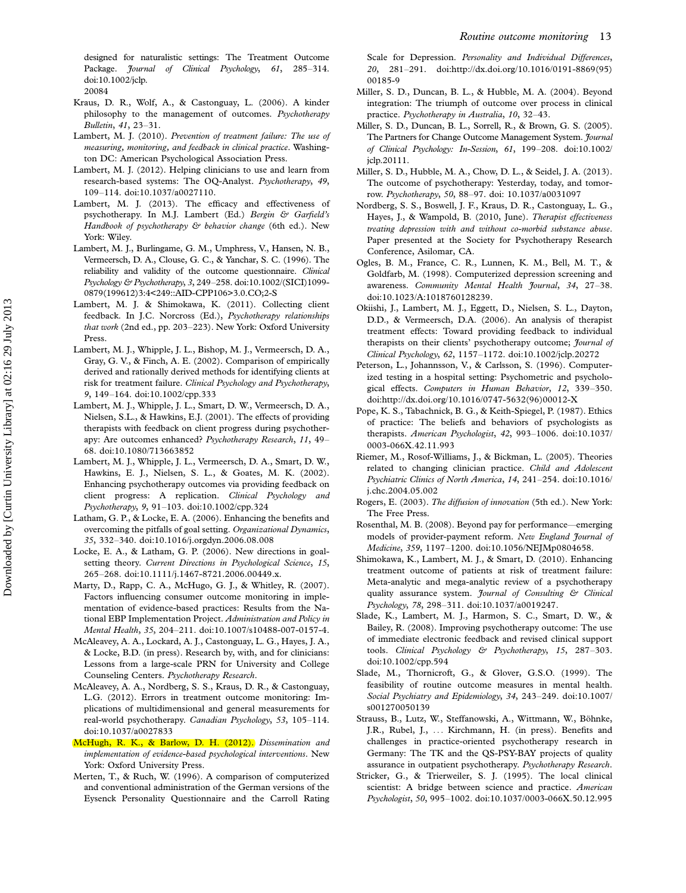designed for naturalistic settings: The Treatment Outcome Package. *Journal of Clinical Psychology*, *61*, 285–314. doi:10.1002/jclp. 20084

Kraus, D. R., Wolf, A., & Castonguay, L. (2006). A kinder philosophy to the management of outcomes. *Psychotherapy Bulletin*, *41*, 23–31.

Lambert, M. J. (2010). *Prevention of treatment failure: The use of measuring, monitoring, and feedback in clinical practice*. Washington DC: American Psychological Association Press.

Lambert, M. J. (2012). Helping clinicians to use and learn from research-based systems: The OQ-Analyst. *Psychotherapy*, *49*, 109–114. doi:10.1037/a0027110.

Lambert, M. J. (2013). The efficacy and effectiveness of psychotherapy. In M.J. Lambert (Ed.) *Bergin & Garfield's Handbook of psychotherapy & behavior change* (6th ed.). New York: Wiley.

Lambert, M. J., Burlingame, G. M., Umphress, V., Hansen, N. B., Vermeersch, D. A., Clouse, G. C., & Yanchar, S. C. (1996). The reliability and validity of the outcome questionnaire. *Clinical Psychology & Psychotherapy*, *3*, 249–258. doi:10.1002/(SICI)1099-0879(199612)3:4<249::AID-CPP106>3.0.CO;2-S

Lambert, M. J. & Shimokawa, K. (2011). Collecting client feedback. In J.C. Norcross (Ed.), *Psychotherapy relationships that work* (2nd ed., pp. 203–223). New York: Oxford University Press.

Lambert, M. J., Whipple, J. L., Bishop, M. J., Vermeersch, D. A., Gray, G. V., & Finch, A. E. (2002). Comparison of empirically derived and rationally derived methods for identifying clients at risk for treatment failure. *Clinical Psychology and Psychotherapy*, *9*, 149–164. doi:10.1002/cpp.333

Lambert, M. J., Whipple, J. L., Smart, D. W., Vermeersch, D. A., Nielsen, S.L., & Hawkins, E.J. (2001). The effects of providing therapists with feedback on client progress during psychotherapy: Are outcomes enhanced? *Psychotherapy Research*, *11*, 49–68. doi:10.1080/713663852

Lambert, M. J., Whipple, J. L., Vermeersch, D. A., Smart, D. W., Hawkins, E. J., Nielsen, S. L., & Goates, M. K. (2002). Enhancing psychotherapy outcomes via providing feedback on client progress: A replication. *Clinical Psychology and Psychotherapy*, *9*, 91–103. doi:10.1002/cpp.324

Latham, G. P., & Locke, E. A. (2006). Enhancing the benefits and overcoming the pitfalls of goal setting. *Organizational Dynamics*, *35*, 332–340. doi:10.1016/j.orgdyn.2006.08.008

Locke, E. A., & Latham, G. P. (2006). New directions in goal-setting theory. *Current Directions in Psychological Science*, *15*, 265–268. doi:10.1111/j.1467-8721.2006.00449.x.

Marty, D., Rapp, C. A., McHugo, G. J., & Whitley, R. (2007). Factors influencing consumer outcome monitoring in implementation of evidence-based practices: Results from the National EBP Implementation Project. *Administration and Policy in Mental Health*, *35*, 204–211. doi:10.1007/s10488-007-0157-4.

McAleavey, A. A., Lockard, A. J., Castonguay, L. G., Hayes, J. A., & Locke, B.D. (in press). Research by, with, and for clinicians: Lessons from a large-scale PRN for University and College Counseling Centers. *Psychotherapy Research*.

McAleavey, A. A., Nordberg, S. S., Kraus, D. R., & Castonguay, L.G. (2012). Errors in treatment outcome monitoring: Implications of multidimensional and general measurements for real-world psychotherapy. *Canadian Psychology*, *53*, 105–114. doi:10.1037/a0027833

McHugh, R. K., & Barlow, D. H. (2012). *Dissemination and implementation of evidence-based psychological interventions*. New York: Oxford University Press.

Merten, T., & Ruch, W. (1996). A comparison of computerized and conventional administration of the German versions of the Eysenck Personality Questionnaire and the Carroll Rating Scale for Depression. *Personality and Individual Differences*, *20*, 281–291. doi:http://dx.doi.org/10.1016/0191-8869(95)00185-9

Miller, S. D., Duncan, B. L., & Hubble, M. A. (2004). Beyond integration: The triumph of outcome over process in clinical practice. *Psychotherapy in Australia*, *10*, 32–43.

Miller, S. D., Duncan, B. L., Sorrell, R., & Brown, G. S. (2005). The Partners for Change Outcome Management System. *Journal of Clinical Psychology: In-Session*, *61*, 199–208. doi:10.1002/jclp.20111.

Miller, S. D., Hubble, M. A., Chow, D. L., & Seidel, J. A. (2013). The outcome of psychotherapy: Yesterday, today, and tomorrow. *Psychotherapy*, *50*, 88–97. doi: 10.1037/a0031097

Nordberg, S. S., Boswell, J. F., Kraus, D. R., Castonguay, L. G., Hayes, J., & Wampold, B. (2010, June). *Therapist effectiveness treating depression with and without co-morbid substance abuse*. Paper presented at the Society for Psychotherapy Research Conference, Asilomar, CA.

Ogles, B. M., France, C. R., Lunnen, K. M., Bell, M. T., & Goldfarb, M. (1998). Computerized depression screening and awareness. *Community Mental Health Journal*, *34*, 27–38. doi:10.1023/A:1018760128239.

Okiishi, J., Lambert, M. J., Eggett, D., Nielsen, S. L., Dayton, D.D., & Vermeersch, D.A. (2006). An analysis of therapist treatment effects: Toward providing feedback to individual therapists on their clients' psychotherapy outcome; *Journal of Clinical Psychology*, *62*, 1157–1172. doi:10.1002/jclp.20272

Peterson, L., Johannsson, V., & Carlsson, S. (1996). Computerized testing in a hospital setting: Psychometric and psychological effects. *Computers in Human Behavior*, *12*, 339–350. doi:http://dx.doi.org/10.1016/0747-5632(96)00012-X

Pope, K. S., Tabachnick, B. G., & Keith-Spiegel, P. (1987). Ethics of practice: The beliefs and behaviors of psychologists as therapists. *American Psychologist*, *42*, 993–1006. doi:10.1037/0003-066X.42.11.993

Riemer, M., Rosof-Williams, J., & Bickman, L. (2005). Theories related to changing clinician practice. *Child and Adolescent Psychiatric Clinics of North America*, *14*, 241–254. doi:10.1016/j.chc.2004.05.002

Rogers, E. (2003). *The diffusion of innovation* (5th ed.). New York: The Free Press.

Rosenthal, M. B. (2008). Beyond pay for performance—emerging models of provider-payment reform. *New England Journal of Medicine*, *359*, 1197–1200. doi:10.1056/NEJMp0804658.

Shimokawa, K., Lambert, M. J., & Smart, D. (2010). Enhancing treatment outcome of patients at risk of treatment failure: Meta-analytic and mega-analytic review of a psychotherapy quality assurance system. *Journal of Consulting & Clinical Psychology*, *78*, 298–311. doi:10.1037/a0019247.

Slade, K., Lambert, M. J., Harmon, S. C., Smart, D. W., & Bailey, R. (2008). Improving psychotherapy outcome: The use of immediate electronic feedback and revised clinical support tools. *Clinical Psychology & Psychotherapy*, *15*, 287–303. doi:10.1002/cpp.594

Slade, M., Thornicroft, G., & Glover, G.S.O. (1999). The feasibility of routine outcome measures in mental health. *Social Psychiatry and Epidemiology*, *34*, 243–249. doi:10.1007/s001270050139

Strauss, B., Lutz, W., Steffanowski, A., Wittmann, W., Böhnke, J.R., Rubel, J., … Kirchmann, H. (in press). Benefits and challenges in practice-oriented psychotherapy research in Germany: The TK and the QS-PSY-BAY projects of quality assurance in outpatient psychotherapy. *Psychotherapy Research*.

Stricker, G., & Trierweiler, S. J. (1995). The local clinical scientist: A bridge between science and practice. *American Psychologist*, *50*, 995–1002. doi:10.1037/0003-066X.50.12.995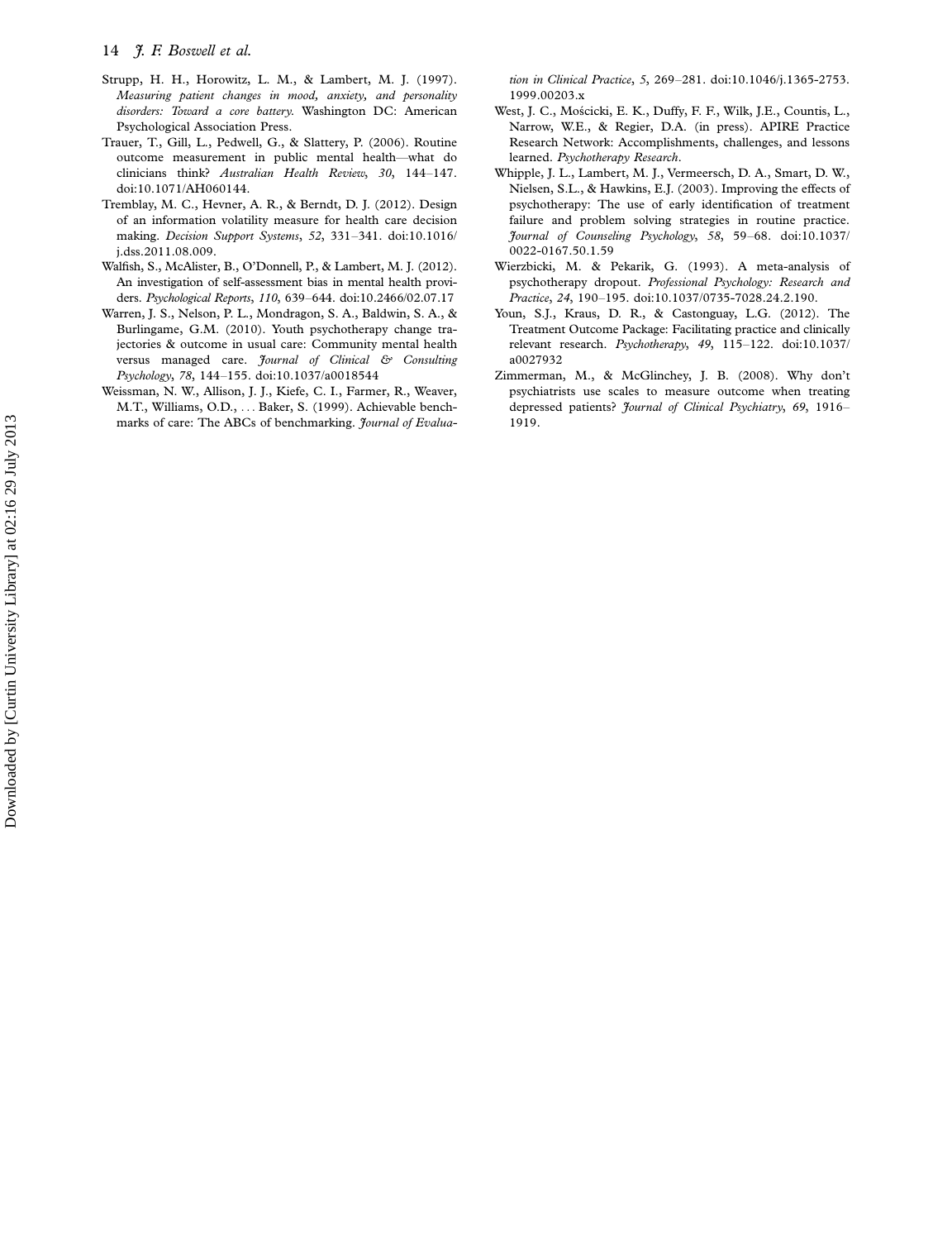Strupp, H. H., Horowitz, L. M., & Lambert, M. J. (1997). *Measuring patient changes in mood, anxiety, and personality disorders: Toward a core battery*. Washington DC: American Psychological Association Press.

Trauer, T., Gill, L., Pedwell, G., & Slattery, P. (2006). Routine outcome measurement in public mental health—what do clinicians think? *Australian Health Review*, *30*, 144–147. doi:10.1071/AH060144.

Tremblay, M. C., Hevner, A. R., & Berndt, D. J. (2012). Design of an information volatility measure for health care decision making. *Decision Support Systems*, *52*, 331–341. doi:10.1016/j.dss.2011.08.009.

Walfish, S., McAlister, B., O'Donnell, P., & Lambert, M. J. (2012). An investigation of self-assessment bias in mental health providers. *Psychological Reports*, *110*, 639–644. doi:10.2466/02.07.17

Warren, J. S., Nelson, P. L., Mondragon, S. A., Baldwin, S. A., & Burlingame, G.M. (2010). Youth psychotherapy change trajectories & outcome in usual care: Community mental health versus managed care. *Journal of Clinical & Consulting Psychology*, *78*, 144–155. doi:10.1037/a0018544

Weissman, N. W., Allison, J. J., Kiefe, C. I., Farmer, R., Weaver, M.T., Williams, O.D., … Baker, S. (1999). Achievable benchmarks of care: The ABCs of benchmarking. *Journal of Evaluation in Clinical Practice*, *5*, 269–281. doi:10.1046/j.1365-2753.1999.00203.x

West, J. C., Mościcki, E. K., Duffy, F. F., Wilk, J.E., Countis, L., Narrow, W.E., & Regier, D.A. (in press). APIRE Practice Research Network: Accomplishments, challenges, and lessons learned. *Psychotherapy Research*.

Whipple, J. L., Lambert, M. J., Vermeersch, D. A., Smart, D. W., Nielsen, S.L., & Hawkins, E.J. (2003). Improving the effects of psychotherapy: The use of early identification of treatment failure and problem solving strategies in routine practice. *Journal of Counseling Psychology*, *58*, 59–68. doi:10.1037/0022-0167.50.1.59

Wierzbicki, M. & Pekarik, G. (1993). A meta-analysis of psychotherapy dropout. *Professional Psychology: Research and Practice*, *24*, 190–195. doi:10.1037/0735-7028.24.2.190.

Youn, S.J., Kraus, D. R., & Castonguay, L.G. (2012). The Treatment Outcome Package: Facilitating practice and clinically relevant research. *Psychotherapy*, *49*, 115–122. doi:10.1037/a0027932

Zimmerman, M., & McGlinchey, J. B. (2008). Why don't psychiatrists use scales to measure outcome when treating depressed patients? *Journal of Clinical Psychiatry*, *69*, 1916–1919.